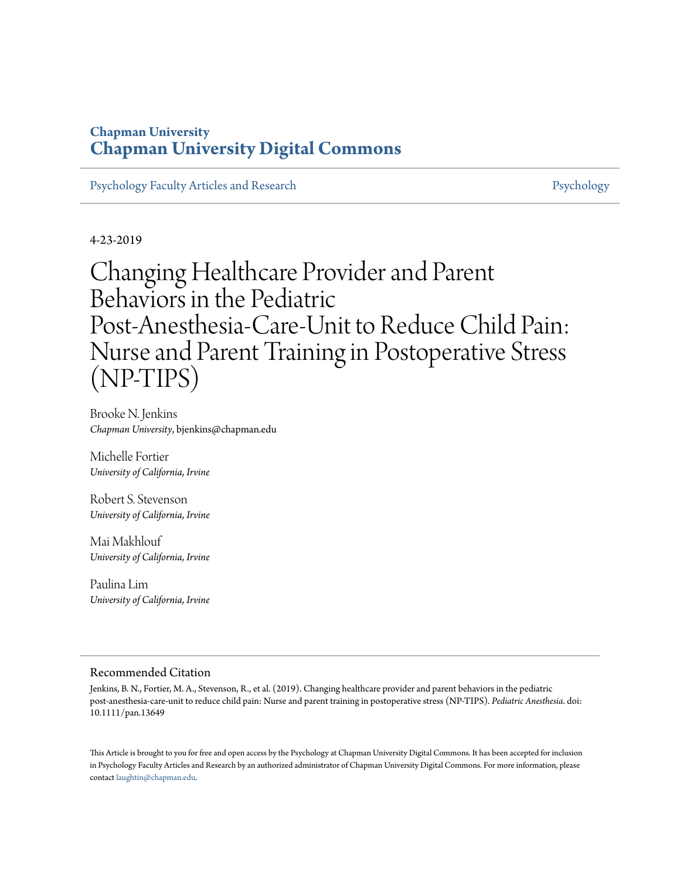Chapman University

**Chapman University Digital Commons**

Psychology Faculty Articles and Research | Psychology

4-23-2019

# Changing Healthcare Provider and Parent Behaviors in the Pediatric Post-Anesthesia-Care-Unit to Reduce Child Pain: Nurse and Parent Training in Postoperative Stress (NP-TIPS)

Brooke N. Jenkins
*Chapman University*, bjenkins@chapman.edu

Michelle Fortier
*University of California, Irvine*

Robert S. Stevenson
*University of California, Irvine*

Mai Makhlouf
*University of California, Irvine*

Paulina Lim
*University of California, Irvine*

## Recommended Citation

Jenkins, B. N., Fortier, M. A., Stevenson, R., et al. (2019). Changing healthcare provider and parent behaviors in the pediatric post-anesthesia-care-unit to reduce child pain: Nurse and parent training in postoperative stress (NP-TIPS). *Pediatric Anesthesia*. doi: 10.1111/pan.13649

This Article is brought to you for free and open access by the Psychology at Chapman University Digital Commons. It has been accepted for inclusion in Psychology Faculty Articles and Research by an authorized administrator of Chapman University Digital Commons. For more information, please contact laughtin@chapman.edu.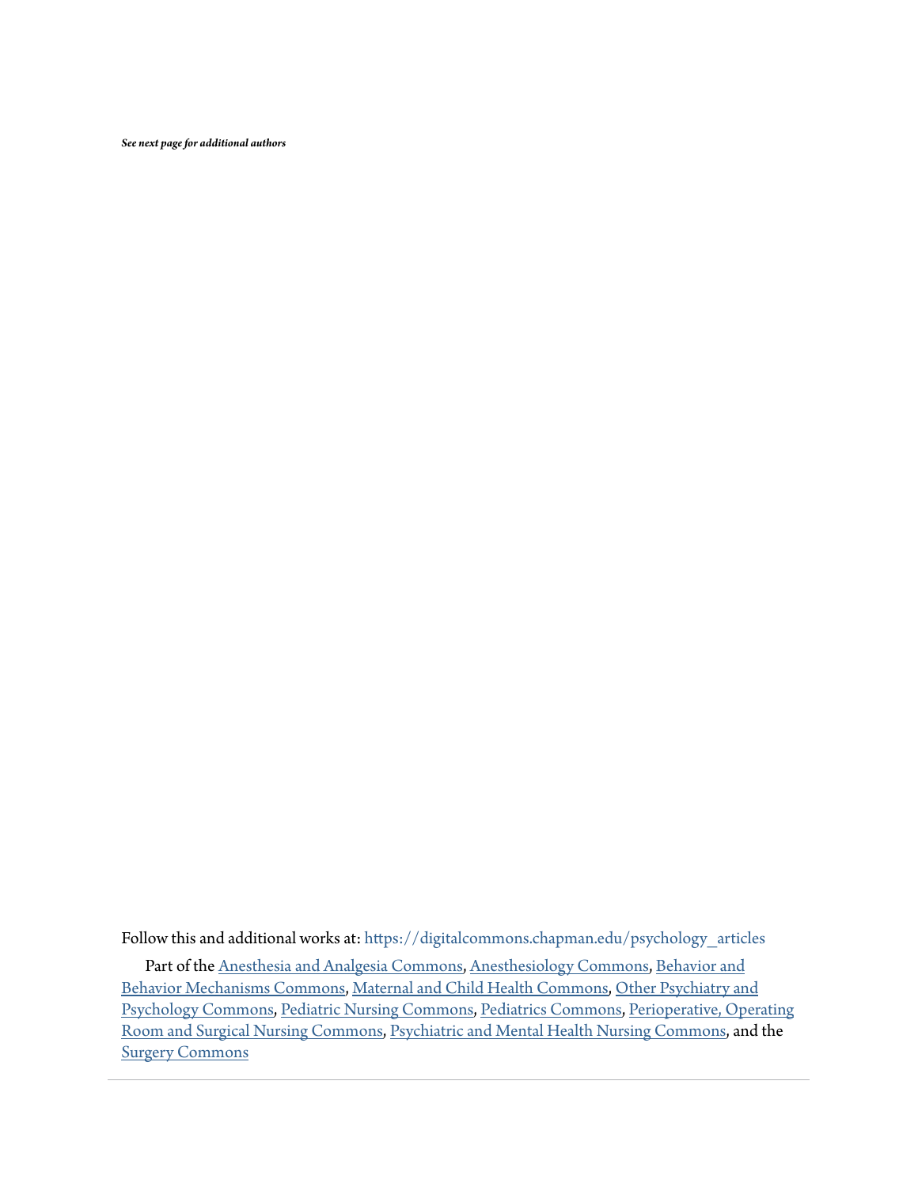*See next page for additional authors*

Follow this and additional works at: https://digitalcommons.chapman.edu/psychology_articles

Part of the Anesthesia and Analgesia Commons, Anesthesiology Commons, Behavior and Behavior Mechanisms Commons, Maternal and Child Health Commons, Other Psychiatry and Psychology Commons, Pediatric Nursing Commons, Pediatrics Commons, Perioperative, Operating Room and Surgical Nursing Commons, Psychiatric and Mental Health Nursing Commons, and the Surgery Commons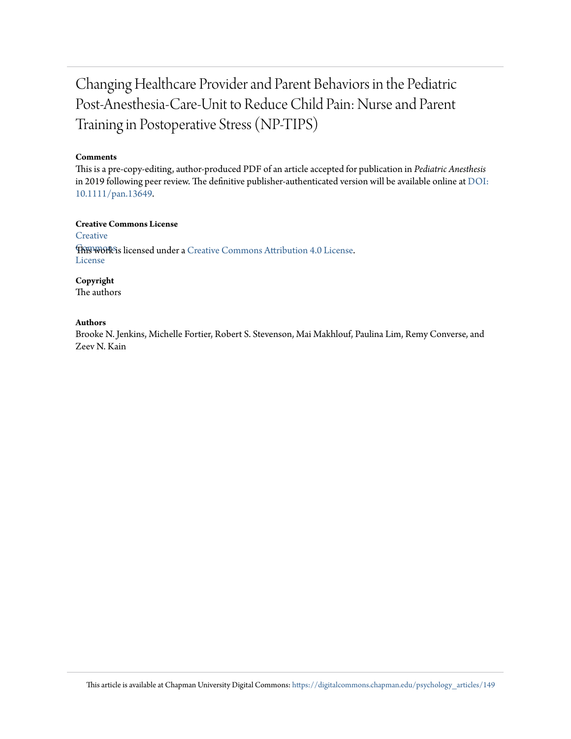# Changing Healthcare Provider and Parent Behaviors in the Pediatric Post-Anesthesia-Care-Unit to Reduce Child Pain: Nurse and Parent Training in Postoperative Stress (NP-TIPS)

**Comments**

This is a pre-copy-editing, author-produced PDF of an article accepted for publication in *Pediatric Anesthesis* in 2019 following peer review. The definitive publisher-authenticated version will be available online at DOI: 10.1111/pan.13649.

**Creative Commons License**

Creative Commons License

This work is licensed under a Creative Commons Attribution 4.0 License.

**Copyright**

The authors

**Authors**

Brooke N. Jenkins, Michelle Fortier, Robert S. Stevenson, Mai Makhlouf, Paulina Lim, Remy Converse, and Zeev N. Kain

This article is available at Chapman University Digital Commons: https://digitalcommons.chapman.edu/psychology_articles/149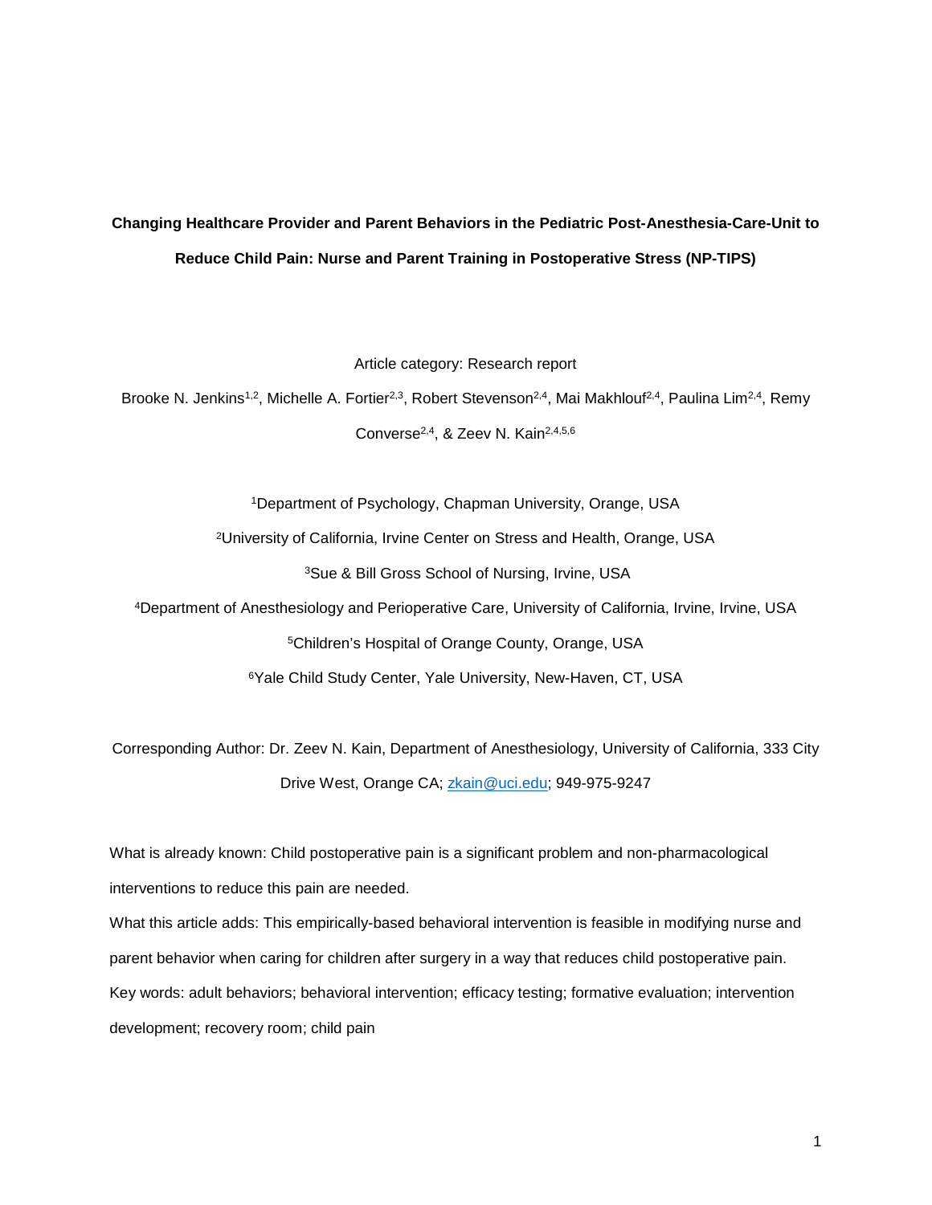**Changing Healthcare Provider and Parent Behaviors in the Pediatric Post-Anesthesia-Care-Unit to Reduce Child Pain: Nurse and Parent Training in Postoperative Stress (NP-TIPS)**

Article category: Research report

Brooke N. Jenkins[1,2], Michelle A. Fortier[2,3], Robert Stevenson[2,4], Mai Makhlouf[2,4], Paulina Lim[2,4], Remy Converse[2,4], & Zeev N. Kain[2,4,5,6]

[1]Department of Psychology, Chapman University, Orange, USA

[2]University of California, Irvine Center on Stress and Health, Orange, USA

[3]Sue & Bill Gross School of Nursing, Irvine, USA

[4]Department of Anesthesiology and Perioperative Care, University of California, Irvine, Irvine, USA

[5]Children's Hospital of Orange County, Orange, USA

[6]Yale Child Study Center, Yale University, New-Haven, CT, USA

Corresponding Author: Dr. Zeev N. Kain, Department of Anesthesiology, University of California, 333 City Drive West, Orange CA; zkain@uci.edu; 949-975-9247

What is already known: Child postoperative pain is a significant problem and non-pharmacological interventions to reduce this pain are needed.

What this article adds: This empirically-based behavioral intervention is feasible in modifying nurse and parent behavior when caring for children after surgery in a way that reduces child postoperative pain.

Key words: adult behaviors; behavioral intervention; efficacy testing; formative evaluation; intervention development; recovery room; child pain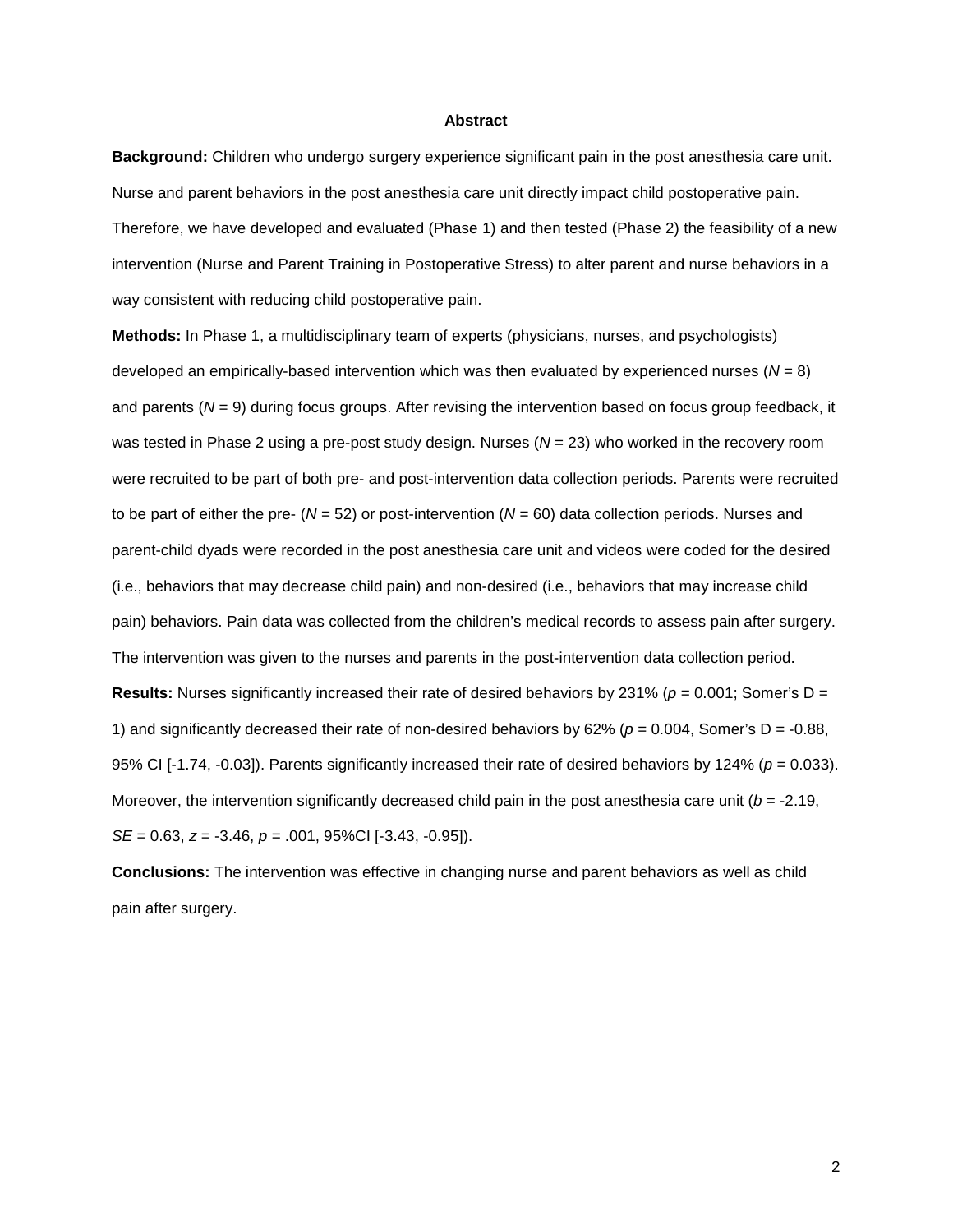# Abstract

**Background:** Children who undergo surgery experience significant pain in the post anesthesia care unit. Nurse and parent behaviors in the post anesthesia care unit directly impact child postoperative pain. Therefore, we have developed and evaluated (Phase 1) and then tested (Phase 2) the feasibility of a new intervention (Nurse and Parent Training in Postoperative Stress) to alter parent and nurse behaviors in a way consistent with reducing child postoperative pain.

**Methods:** In Phase 1, a multidisciplinary team of experts (physicians, nurses, and psychologists) developed an empirically-based intervention which was then evaluated by experienced nurses ($N$ = 8) and parents ($N$ = 9) during focus groups. After revising the intervention based on focus group feedback, it was tested in Phase 2 using a pre-post study design. Nurses ($N$ = 23) who worked in the recovery room were recruited to be part of both pre- and post-intervention data collection periods. Parents were recruited to be part of either the pre- ($N$ = 52) or post-intervention ($N$ = 60) data collection periods. Nurses and parent-child dyads were recorded in the post anesthesia care unit and videos were coded for the desired (i.e., behaviors that may decrease child pain) and non-desired (i.e., behaviors that may increase child pain) behaviors. Pain data was collected from the children's medical records to assess pain after surgery. The intervention was given to the nurses and parents in the post-intervention data collection period.

**Results:** Nurses significantly increased their rate of desired behaviors by 231% ($p$ = 0.001; Somer's D = 1) and significantly decreased their rate of non-desired behaviors by 62% ($p$ = 0.004, Somer's D = -0.88, 95% CI [-1.74, -0.03]). Parents significantly increased their rate of desired behaviors by 124% ($p$ = 0.033). Moreover, the intervention significantly decreased child pain in the post anesthesia care unit ($b$ = -2.19, $SE$ = 0.63, $z$ = -3.46, $p$ = .001, 95%CI [-3.43, -0.95]).

**Conclusions:** The intervention was effective in changing nurse and parent behaviors as well as child pain after surgery.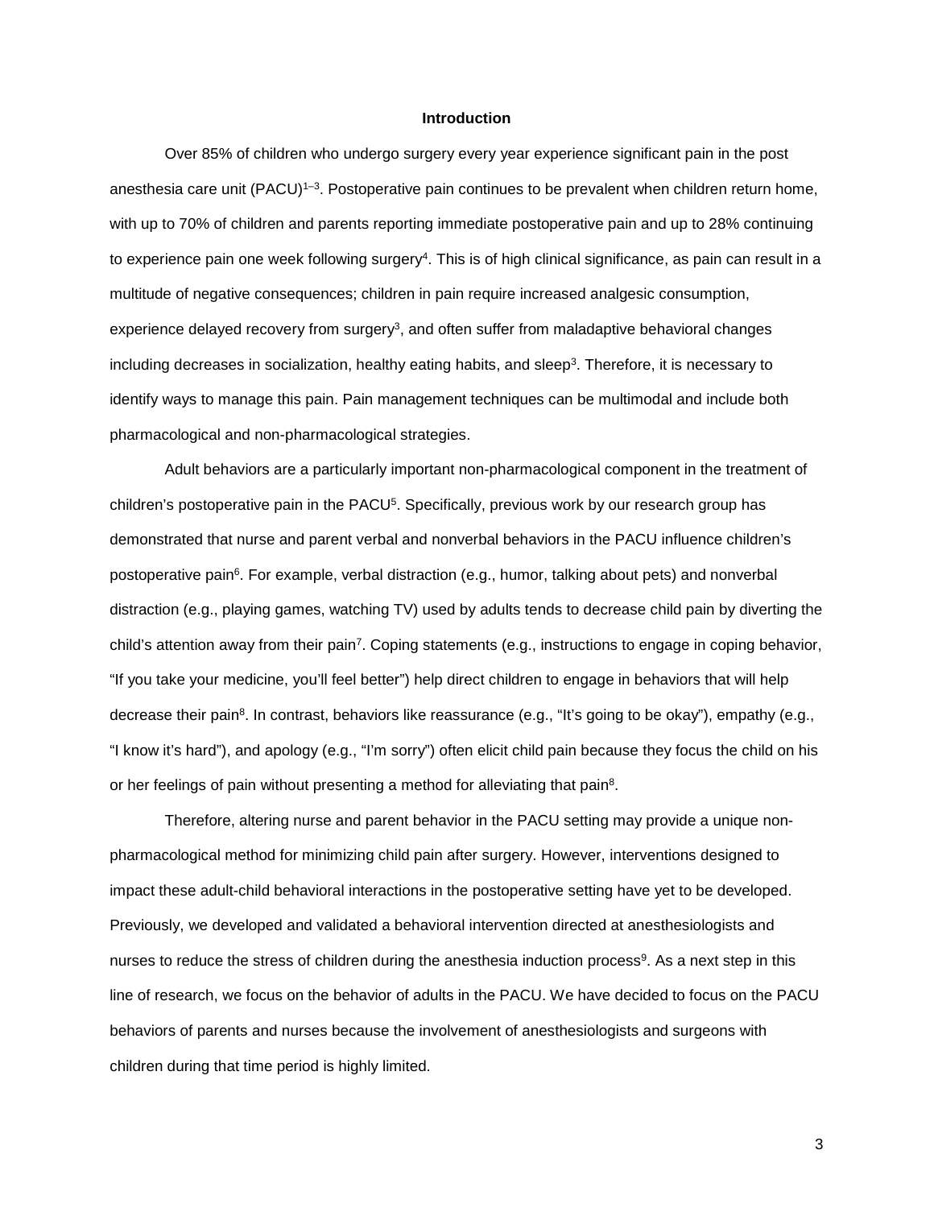## Introduction

Over 85% of children who undergo surgery every year experience significant pain in the post anesthesia care unit (PACU)[1–3]. Postoperative pain continues to be prevalent when children return home, with up to 70% of children and parents reporting immediate postoperative pain and up to 28% continuing to experience pain one week following surgery[4]. This is of high clinical significance, as pain can result in a multitude of negative consequences; children in pain require increased analgesic consumption, experience delayed recovery from surgery[3], and often suffer from maladaptive behavioral changes including decreases in socialization, healthy eating habits, and sleep[3]. Therefore, it is necessary to identify ways to manage this pain. Pain management techniques can be multimodal and include both pharmacological and non-pharmacological strategies.

Adult behaviors are a particularly important non-pharmacological component in the treatment of children's postoperative pain in the PACU[5]. Specifically, previous work by our research group has demonstrated that nurse and parent verbal and nonverbal behaviors in the PACU influence children's postoperative pain[6]. For example, verbal distraction (e.g., humor, talking about pets) and nonverbal distraction (e.g., playing games, watching TV) used by adults tends to decrease child pain by diverting the child's attention away from their pain[7]. Coping statements (e.g., instructions to engage in coping behavior, "If you take your medicine, you'll feel better") help direct children to engage in behaviors that will help decrease their pain[8]. In contrast, behaviors like reassurance (e.g., "It's going to be okay"), empathy (e.g., "I know it's hard"), and apology (e.g., "I'm sorry") often elicit child pain because they focus the child on his or her feelings of pain without presenting a method for alleviating that pain[8].

Therefore, altering nurse and parent behavior in the PACU setting may provide a unique non-pharmacological method for minimizing child pain after surgery. However, interventions designed to impact these adult-child behavioral interactions in the postoperative setting have yet to be developed. Previously, we developed and validated a behavioral intervention directed at anesthesiologists and nurses to reduce the stress of children during the anesthesia induction process[9]. As a next step in this line of research, we focus on the behavior of adults in the PACU. We have decided to focus on the PACU behaviors of parents and nurses because the involvement of anesthesiologists and surgeons with children during that time period is highly limited.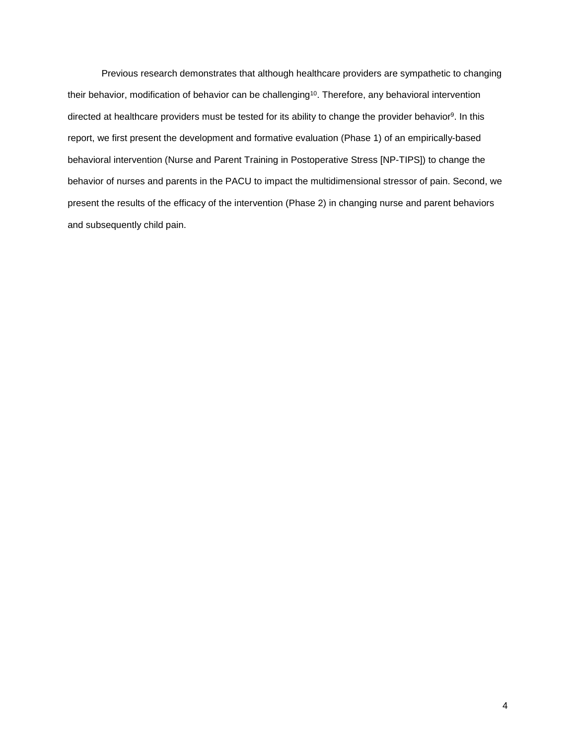Previous research demonstrates that although healthcare providers are sympathetic to changing their behavior, modification of behavior can be challenging[10]. Therefore, any behavioral intervention directed at healthcare providers must be tested for its ability to change the provider behavior[9]. In this report, we first present the development and formative evaluation (Phase 1) of an empirically-based behavioral intervention (Nurse and Parent Training in Postoperative Stress [NP-TIPS]) to change the behavior of nurses and parents in the PACU to impact the multidimensional stressor of pain. Second, we present the results of the efficacy of the intervention (Phase 2) in changing nurse and parent behaviors and subsequently child pain.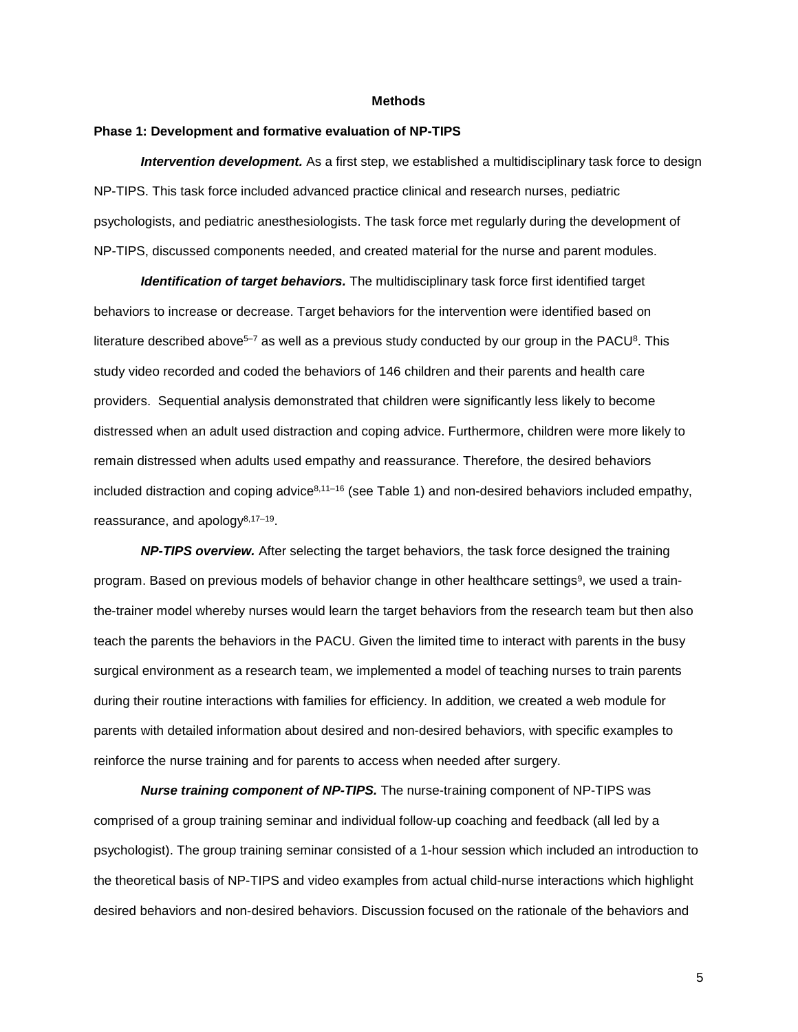# Methods

## Phase 1: Development and formative evaluation of NP-TIPS

***Intervention development.*** As a first step, we established a multidisciplinary task force to design NP-TIPS. This task force included advanced practice clinical and research nurses, pediatric psychologists, and pediatric anesthesiologists. The task force met regularly during the development of NP-TIPS, discussed components needed, and created material for the nurse and parent modules.

***Identification of target behaviors.*** The multidisciplinary task force first identified target behaviors to increase or decrease. Target behaviors for the intervention were identified based on literature described above[5–7] as well as a previous study conducted by our group in the PACU[8]. This study video recorded and coded the behaviors of 146 children and their parents and health care providers. Sequential analysis demonstrated that children were significantly less likely to become distressed when an adult used distraction and coping advice. Furthermore, children were more likely to remain distressed when adults used empathy and reassurance. Therefore, the desired behaviors included distraction and coping advice[8,11–16] (see Table 1) and non-desired behaviors included empathy, reassurance, and apology[8,17–19].

***NP-TIPS overview.*** After selecting the target behaviors, the task force designed the training program. Based on previous models of behavior change in other healthcare settings[9], we used a train-the-trainer model whereby nurses would learn the target behaviors from the research team but then also teach the parents the behaviors in the PACU. Given the limited time to interact with parents in the busy surgical environment as a research team, we implemented a model of teaching nurses to train parents during their routine interactions with families for efficiency. In addition, we created a web module for parents with detailed information about desired and non-desired behaviors, with specific examples to reinforce the nurse training and for parents to access when needed after surgery.

***Nurse training component of NP-TIPS.*** The nurse-training component of NP-TIPS was comprised of a group training seminar and individual follow-up coaching and feedback (all led by a psychologist). The group training seminar consisted of a 1-hour session which included an introduction to the theoretical basis of NP-TIPS and video examples from actual child-nurse interactions which highlight desired behaviors and non-desired behaviors. Discussion focused on the rationale of the behaviors and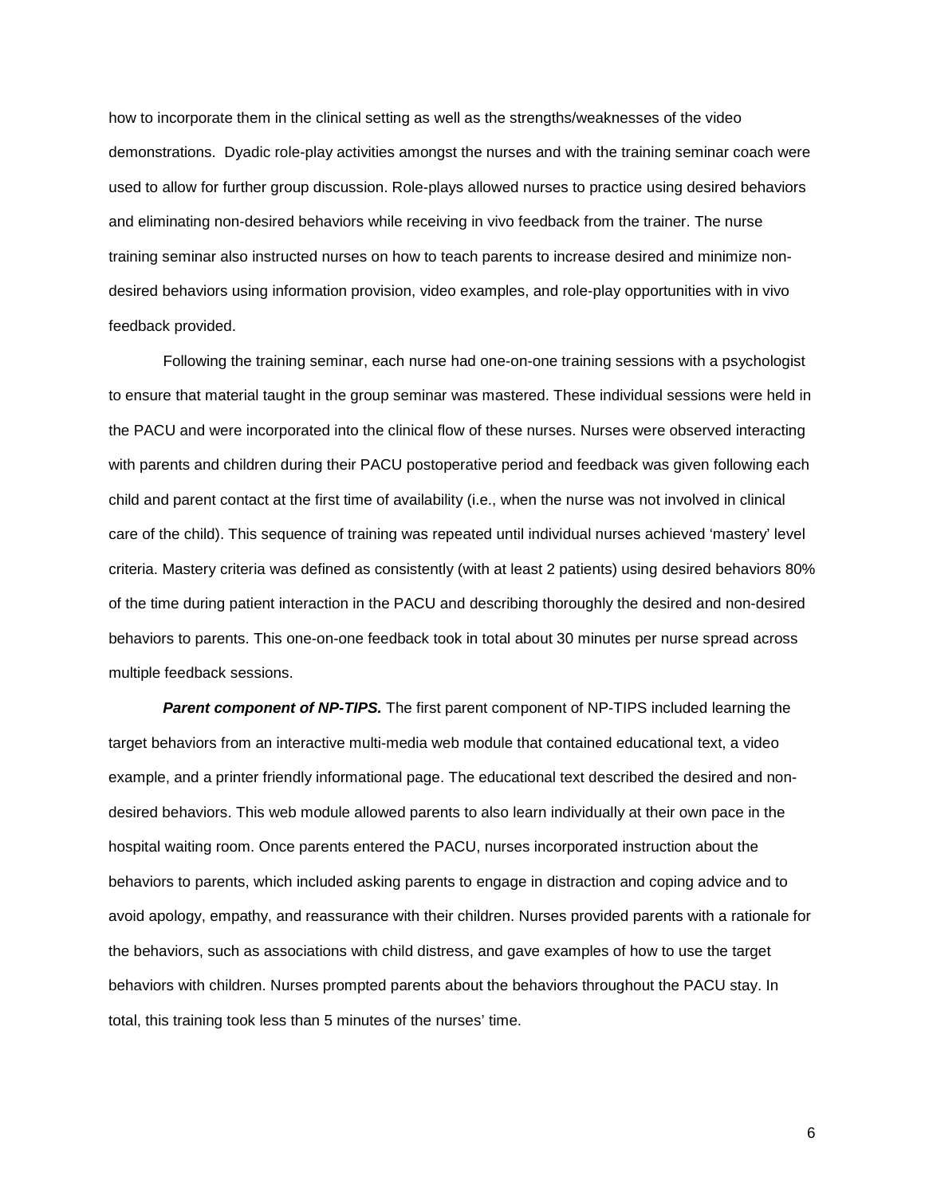how to incorporate them in the clinical setting as well as the strengths/weaknesses of the video demonstrations. Dyadic role-play activities amongst the nurses and with the training seminar coach were used to allow for further group discussion. Role-plays allowed nurses to practice using desired behaviors and eliminating non-desired behaviors while receiving in vivo feedback from the trainer. The nurse training seminar also instructed nurses on how to teach parents to increase desired and minimize non-desired behaviors using information provision, video examples, and role-play opportunities with in vivo feedback provided.

Following the training seminar, each nurse had one-on-one training sessions with a psychologist to ensure that material taught in the group seminar was mastered. These individual sessions were held in the PACU and were incorporated into the clinical flow of these nurses. Nurses were observed interacting with parents and children during their PACU postoperative period and feedback was given following each child and parent contact at the first time of availability (i.e., when the nurse was not involved in clinical care of the child). This sequence of training was repeated until individual nurses achieved 'mastery' level criteria. Mastery criteria was defined as consistently (with at least 2 patients) using desired behaviors 80% of the time during patient interaction in the PACU and describing thoroughly the desired and non-desired behaviors to parents. This one-on-one feedback took in total about 30 minutes per nurse spread across multiple feedback sessions.

***Parent component of NP-TIPS.*** The first parent component of NP-TIPS included learning the target behaviors from an interactive multi-media web module that contained educational text, a video example, and a printer friendly informational page. The educational text described the desired and non-desired behaviors. This web module allowed parents to also learn individually at their own pace in the hospital waiting room. Once parents entered the PACU, nurses incorporated instruction about the behaviors to parents, which included asking parents to engage in distraction and coping advice and to avoid apology, empathy, and reassurance with their children. Nurses provided parents with a rationale for the behaviors, such as associations with child distress, and gave examples of how to use the target behaviors with children. Nurses prompted parents about the behaviors throughout the PACU stay. In total, this training took less than 5 minutes of the nurses' time.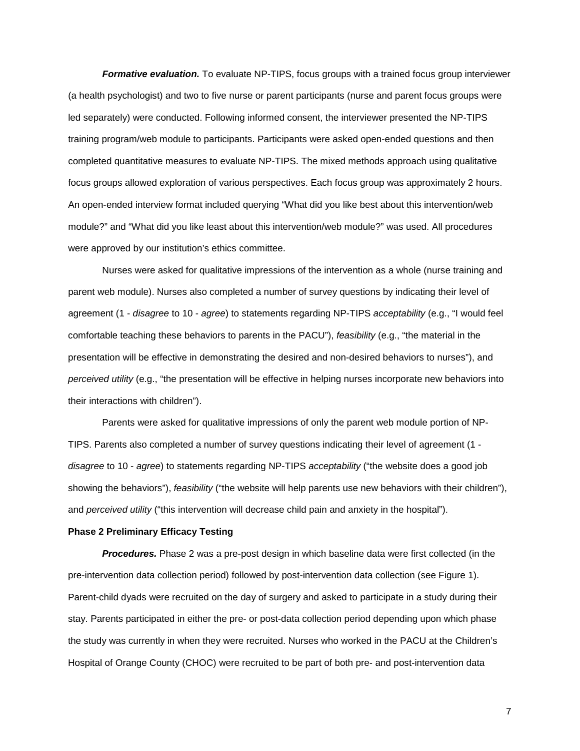***Formative evaluation.*** To evaluate NP-TIPS, focus groups with a trained focus group interviewer (a health psychologist) and two to five nurse or parent participants (nurse and parent focus groups were led separately) were conducted. Following informed consent, the interviewer presented the NP-TIPS training program/web module to participants. Participants were asked open-ended questions and then completed quantitative measures to evaluate NP-TIPS. The mixed methods approach using qualitative focus groups allowed exploration of various perspectives. Each focus group was approximately 2 hours. An open-ended interview format included querying "What did you like best about this intervention/web module?" and "What did you like least about this intervention/web module?" was used. All procedures were approved by our institution's ethics committee.

Nurses were asked for qualitative impressions of the intervention as a whole (nurse training and parent web module). Nurses also completed a number of survey questions by indicating their level of agreement (1 - *disagree* to 10 - *agree*) to statements regarding NP-TIPS *acceptability* (e.g., "I would feel comfortable teaching these behaviors to parents in the PACU"), *feasibility* (e.g., "the material in the presentation will be effective in demonstrating the desired and non-desired behaviors to nurses"), and *perceived utility* (e.g., "the presentation will be effective in helping nurses incorporate new behaviors into their interactions with children").

Parents were asked for qualitative impressions of only the parent web module portion of NP-TIPS. Parents also completed a number of survey questions indicating their level of agreement (1 - *disagree* to 10 - *agree*) to statements regarding NP-TIPS *acceptability* ("the website does a good job showing the behaviors"), *feasibility* ("the website will help parents use new behaviors with their children"), and *perceived utility* ("this intervention will decrease child pain and anxiety in the hospital").

**Phase 2 Preliminary Efficacy Testing**

***Procedures.*** Phase 2 was a pre-post design in which baseline data were first collected (in the pre-intervention data collection period) followed by post-intervention data collection (see Figure 1). Parent-child dyads were recruited on the day of surgery and asked to participate in a study during their stay. Parents participated in either the pre- or post-data collection period depending upon which phase the study was currently in when they were recruited. Nurses who worked in the PACU at the Children's Hospital of Orange County (CHOC) were recruited to be part of both pre- and post-intervention data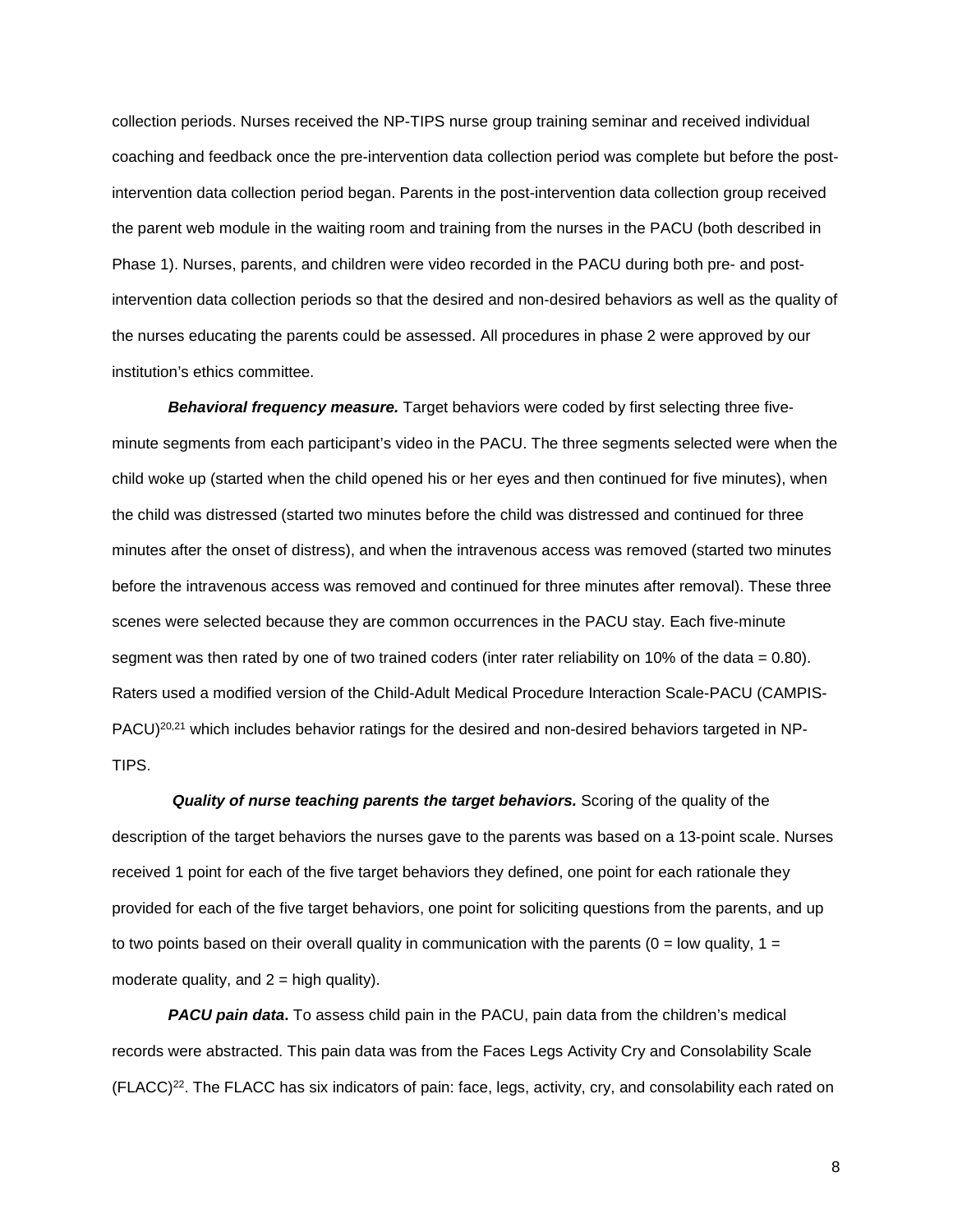collection periods. Nurses received the NP-TIPS nurse group training seminar and received individual coaching and feedback once the pre-intervention data collection period was complete but before the post-intervention data collection period began. Parents in the post-intervention data collection group received the parent web module in the waiting room and training from the nurses in the PACU (both described in Phase 1). Nurses, parents, and children were video recorded in the PACU during both pre- and post-intervention data collection periods so that the desired and non-desired behaviors as well as the quality of the nurses educating the parents could be assessed. All procedures in phase 2 were approved by our institution's ethics committee.

***Behavioral frequency measure.*** Target behaviors were coded by first selecting three five-minute segments from each participant's video in the PACU. The three segments selected were when the child woke up (started when the child opened his or her eyes and then continued for five minutes), when the child was distressed (started two minutes before the child was distressed and continued for three minutes after the onset of distress), and when the intravenous access was removed (started two minutes before the intravenous access was removed and continued for three minutes after removal). These three scenes were selected because they are common occurrences in the PACU stay. Each five-minute segment was then rated by one of two trained coders (inter rater reliability on 10% of the data = 0.80). Raters used a modified version of the Child-Adult Medical Procedure Interaction Scale-PACU (CAMPIS-PACU)[20,21] which includes behavior ratings for the desired and non-desired behaviors targeted in NP-TIPS.

***Quality of nurse teaching parents the target behaviors.*** Scoring of the quality of the description of the target behaviors the nurses gave to the parents was based on a 13-point scale. Nurses received 1 point for each of the five target behaviors they defined, one point for each rationale they provided for each of the five target behaviors, one point for soliciting questions from the parents, and up to two points based on their overall quality in communication with the parents (0 = low quality, 1 = moderate quality, and 2 = high quality).

***PACU pain data*.** To assess child pain in the PACU, pain data from the children's medical records were abstracted. This pain data was from the Faces Legs Activity Cry and Consolability Scale (FLACC)[22]. The FLACC has six indicators of pain: face, legs, activity, cry, and consolability each rated on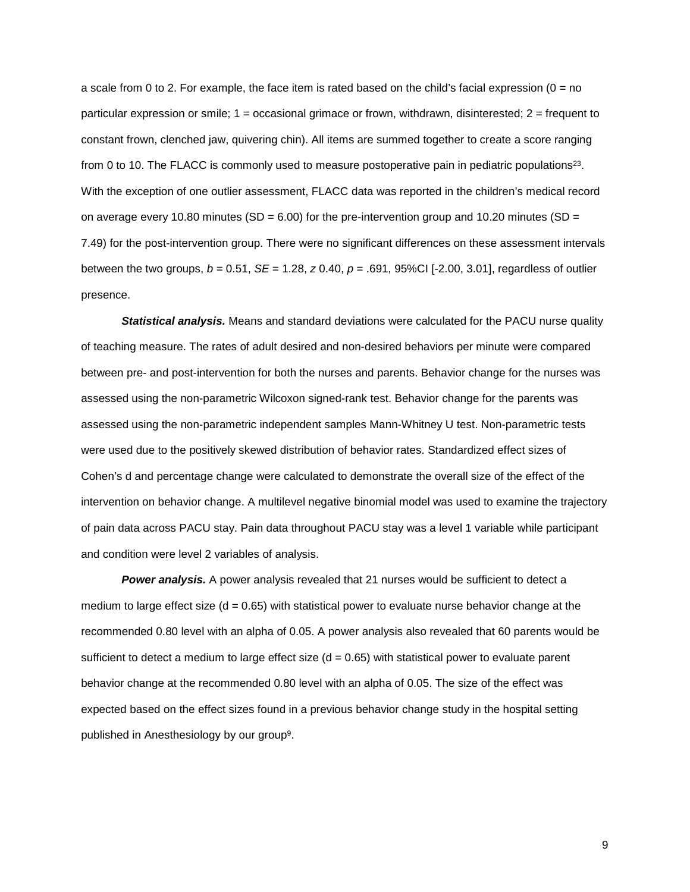a scale from 0 to 2. For example, the face item is rated based on the child's facial expression (0 = no particular expression or smile; 1 = occasional grimace or frown, withdrawn, disinterested; 2 = frequent to constant frown, clenched jaw, quivering chin). All items are summed together to create a score ranging from 0 to 10. The FLACC is commonly used to measure postoperative pain in pediatric populations[23]. With the exception of one outlier assessment, FLACC data was reported in the children's medical record on average every 10.80 minutes (SD = 6.00) for the pre-intervention group and 10.20 minutes (SD = 7.49) for the post-intervention group. There were no significant differences on these assessment intervals between the two groups, $b = 0.51$, $SE = 1.28$, $z$ 0.40, $p = .691$, 95%CI [-2.00, 3.01], regardless of outlier presence.

***Statistical analysis.*** Means and standard deviations were calculated for the PACU nurse quality of teaching measure. The rates of adult desired and non-desired behaviors per minute were compared between pre- and post-intervention for both the nurses and parents. Behavior change for the nurses was assessed using the non-parametric Wilcoxon signed-rank test. Behavior change for the parents was assessed using the non-parametric independent samples Mann-Whitney U test. Non-parametric tests were used due to the positively skewed distribution of behavior rates. Standardized effect sizes of Cohen's d and percentage change were calculated to demonstrate the overall size of the effect of the intervention on behavior change. A multilevel negative binomial model was used to examine the trajectory of pain data across PACU stay. Pain data throughout PACU stay was a level 1 variable while participant and condition were level 2 variables of analysis.

***Power analysis.*** A power analysis revealed that 21 nurses would be sufficient to detect a medium to large effect size ($d = 0.65$) with statistical power to evaluate nurse behavior change at the recommended 0.80 level with an alpha of 0.05. A power analysis also revealed that 60 parents would be sufficient to detect a medium to large effect size ($d = 0.65$) with statistical power to evaluate parent behavior change at the recommended 0.80 level with an alpha of 0.05. The size of the effect was expected based on the effect sizes found in a previous behavior change study in the hospital setting published in Anesthesiology by our group[9].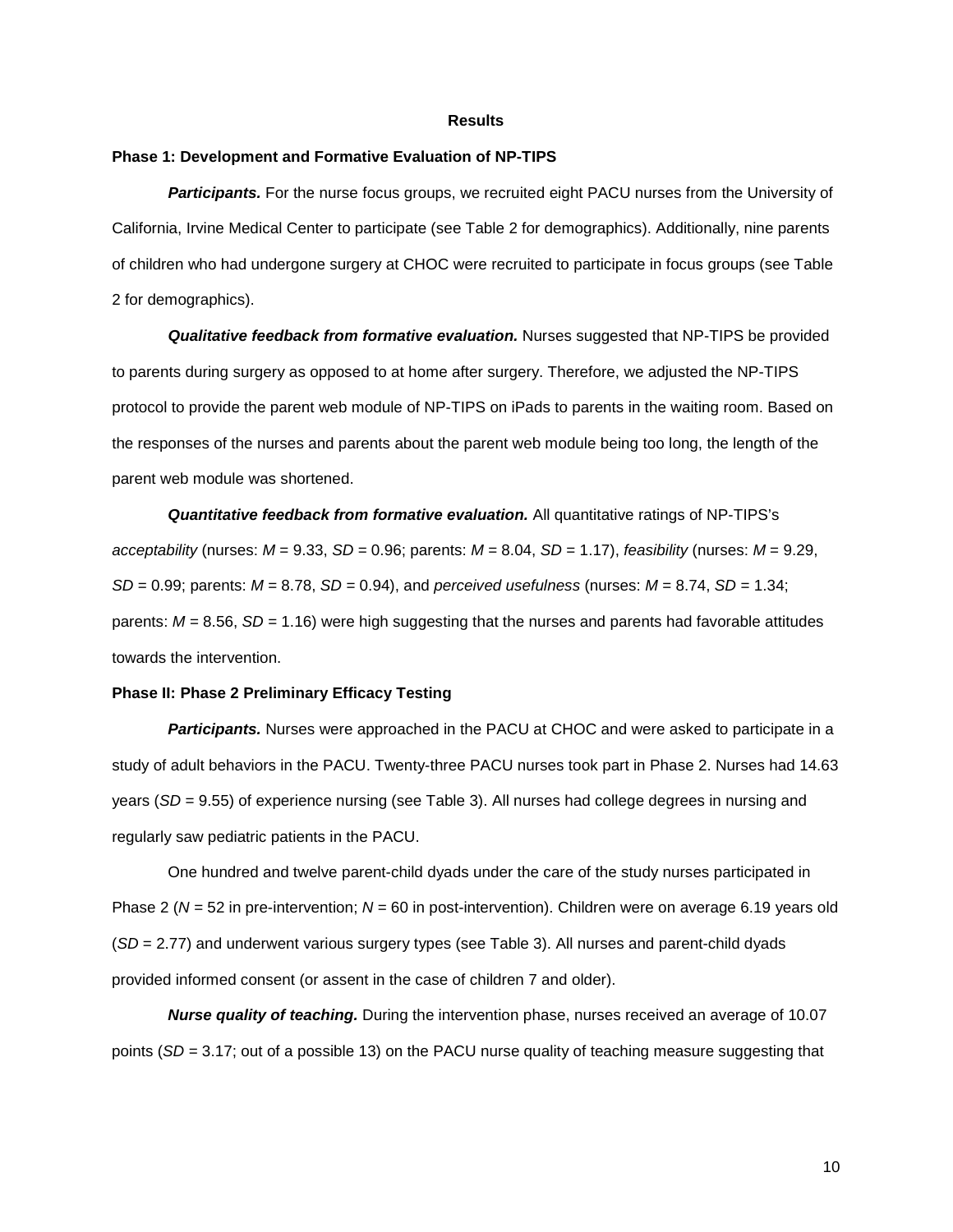## Results

### Phase 1: Development and Formative Evaluation of NP-TIPS

***Participants.*** For the nurse focus groups, we recruited eight PACU nurses from the University of California, Irvine Medical Center to participate (see Table 2 for demographics). Additionally, nine parents of children who had undergone surgery at CHOC were recruited to participate in focus groups (see Table 2 for demographics).

***Qualitative feedback from formative evaluation.*** Nurses suggested that NP-TIPS be provided to parents during surgery as opposed to at home after surgery. Therefore, we adjusted the NP-TIPS protocol to provide the parent web module of NP-TIPS on iPads to parents in the waiting room. Based on the responses of the nurses and parents about the parent web module being too long, the length of the parent web module was shortened.

***Quantitative feedback from formative evaluation.*** All quantitative ratings of NP-TIPS's *acceptability* (nurses: $M$ = 9.33, $SD$ = 0.96; parents: $M$ = 8.04, $SD$ = 1.17), *feasibility* (nurses: $M$ = 9.29, $SD$ = 0.99; parents: $M$ = 8.78, $SD$ = 0.94), and *perceived usefulness* (nurses: $M$ = 8.74, $SD$ = 1.34; parents: $M$ = 8.56, $SD$ = 1.16) were high suggesting that the nurses and parents had favorable attitudes towards the intervention.

### Phase II: Phase 2 Preliminary Efficacy Testing

***Participants.*** Nurses were approached in the PACU at CHOC and were asked to participate in a study of adult behaviors in the PACU. Twenty-three PACU nurses took part in Phase 2. Nurses had 14.63 years ($SD$ = 9.55) of experience nursing (see Table 3). All nurses had college degrees in nursing and regularly saw pediatric patients in the PACU.

One hundred and twelve parent-child dyads under the care of the study nurses participated in Phase 2 ($N$ = 52 in pre-intervention; $N$ = 60 in post-intervention). Children were on average 6.19 years old ($SD$ = 2.77) and underwent various surgery types (see Table 3). All nurses and parent-child dyads provided informed consent (or assent in the case of children 7 and older).

***Nurse quality of teaching.*** During the intervention phase, nurses received an average of 10.07 points ($SD$ = 3.17; out of a possible 13) on the PACU nurse quality of teaching measure suggesting that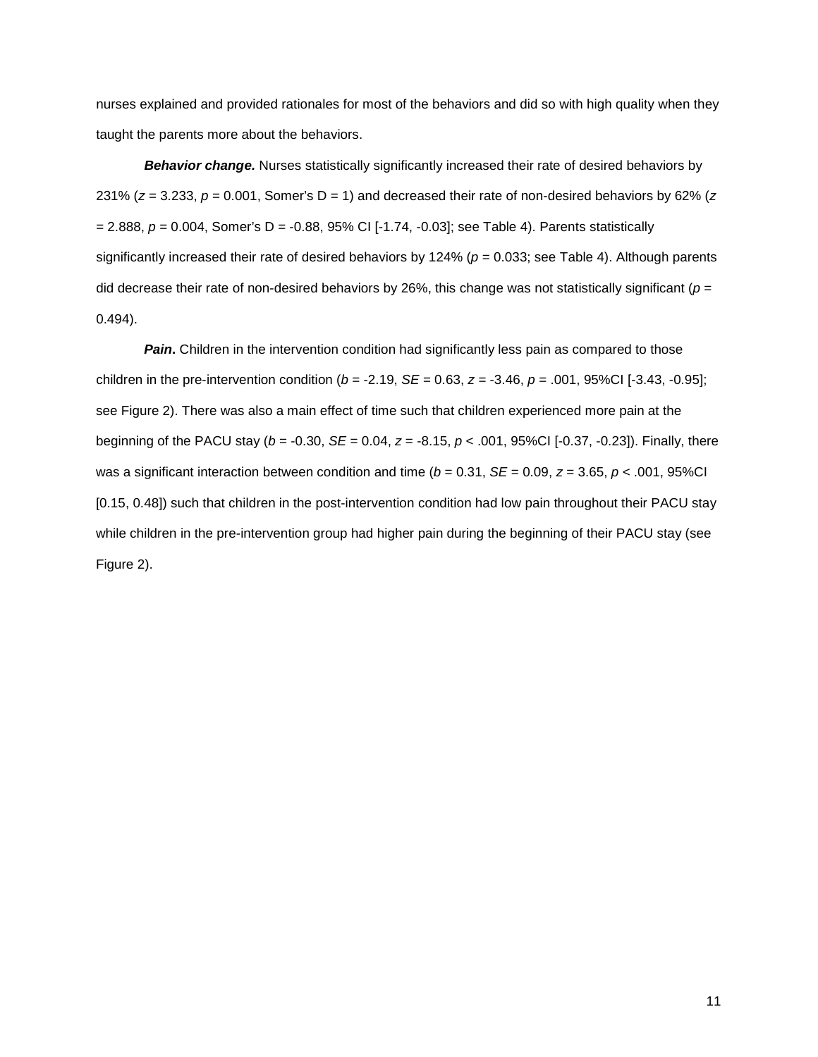nurses explained and provided rationales for most of the behaviors and did so with high quality when they taught the parents more about the behaviors.

***Behavior change.*** Nurses statistically significantly increased their rate of desired behaviors by 231% ($z$ = 3.233, $p$ = 0.001, Somer's D = 1) and decreased their rate of non-desired behaviors by 62% ($z$ = 2.888, $p$ = 0.004, Somer's D = -0.88, 95% CI [-1.74, -0.03]; see Table 4). Parents statistically significantly increased their rate of desired behaviors by 124% ($p$ = 0.033; see Table 4). Although parents did decrease their rate of non-desired behaviors by 26%, this change was not statistically significant ($p$ = 0.494).

***Pain*.** Children in the intervention condition had significantly less pain as compared to those children in the pre-intervention condition ($b$ = -2.19, $SE$ = 0.63, $z$ = -3.46, $p$ = .001, 95%CI [-3.43, -0.95]; see Figure 2). There was also a main effect of time such that children experienced more pain at the beginning of the PACU stay ($b$ = -0.30, $SE$ = 0.04, $z$ = -8.15, $p$ < .001, 95%CI [-0.37, -0.23]). Finally, there was a significant interaction between condition and time ($b$ = 0.31, $SE$ = 0.09, $z$ = 3.65, $p$ < .001, 95%CI [0.15, 0.48]) such that children in the post-intervention condition had low pain throughout their PACU stay while children in the pre-intervention group had higher pain during the beginning of their PACU stay (see Figure 2).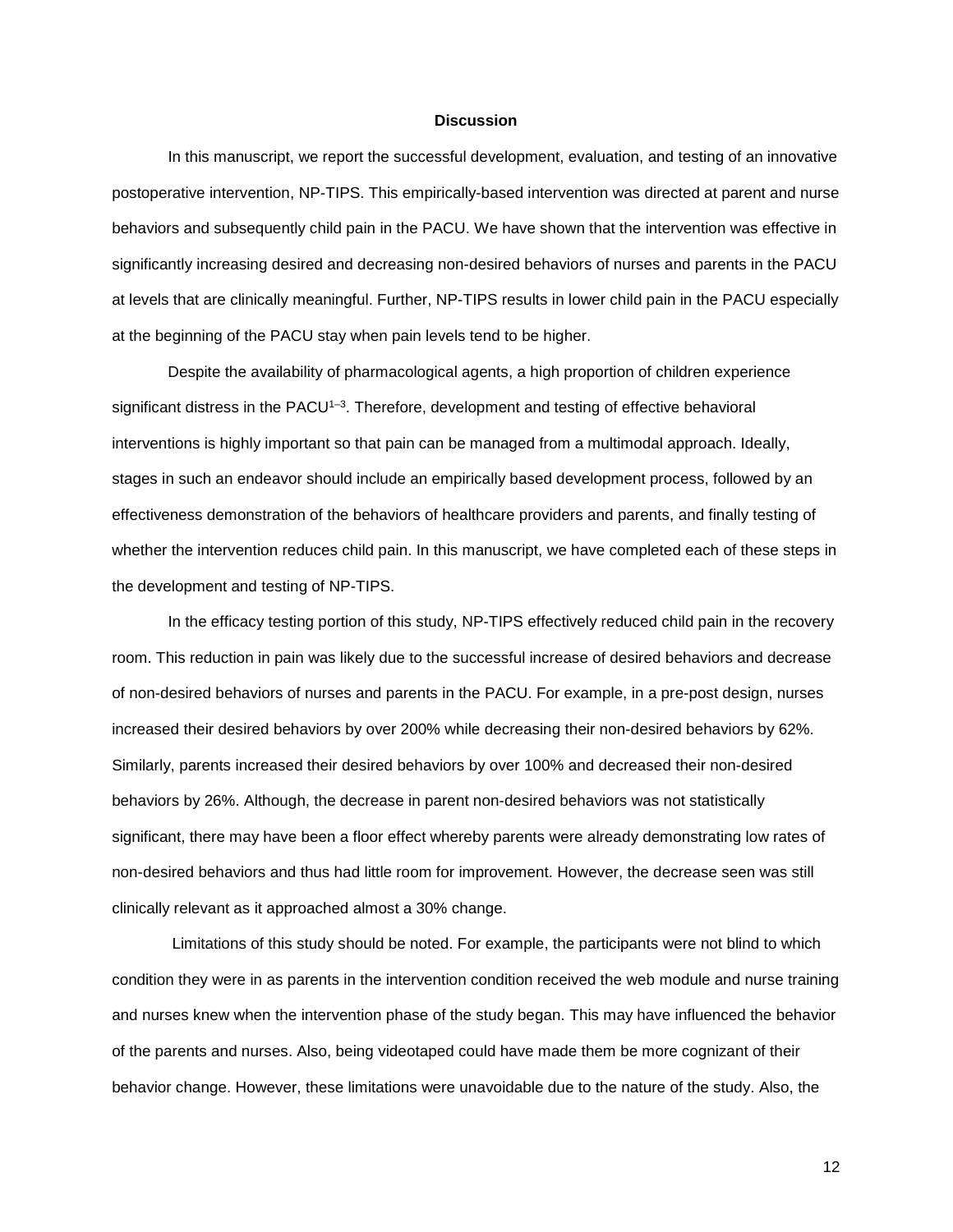## Discussion

In this manuscript, we report the successful development, evaluation, and testing of an innovative postoperative intervention, NP-TIPS. This empirically-based intervention was directed at parent and nurse behaviors and subsequently child pain in the PACU. We have shown that the intervention was effective in significantly increasing desired and decreasing non-desired behaviors of nurses and parents in the PACU at levels that are clinically meaningful. Further, NP-TIPS results in lower child pain in the PACU especially at the beginning of the PACU stay when pain levels tend to be higher.

Despite the availability of pharmacological agents, a high proportion of children experience significant distress in the PACU[1–3]. Therefore, development and testing of effective behavioral interventions is highly important so that pain can be managed from a multimodal approach. Ideally, stages in such an endeavor should include an empirically based development process, followed by an effectiveness demonstration of the behaviors of healthcare providers and parents, and finally testing of whether the intervention reduces child pain. In this manuscript, we have completed each of these steps in the development and testing of NP-TIPS.

In the efficacy testing portion of this study, NP-TIPS effectively reduced child pain in the recovery room. This reduction in pain was likely due to the successful increase of desired behaviors and decrease of non-desired behaviors of nurses and parents in the PACU. For example, in a pre-post design, nurses increased their desired behaviors by over 200% while decreasing their non-desired behaviors by 62%. Similarly, parents increased their desired behaviors by over 100% and decreased their non-desired behaviors by 26%. Although, the decrease in parent non-desired behaviors was not statistically significant, there may have been a floor effect whereby parents were already demonstrating low rates of non-desired behaviors and thus had little room for improvement. However, the decrease seen was still clinically relevant as it approached almost a 30% change.

Limitations of this study should be noted. For example, the participants were not blind to which condition they were in as parents in the intervention condition received the web module and nurse training and nurses knew when the intervention phase of the study began. This may have influenced the behavior of the parents and nurses. Also, being videotaped could have made them be more cognizant of their behavior change. However, these limitations were unavoidable due to the nature of the study. Also, the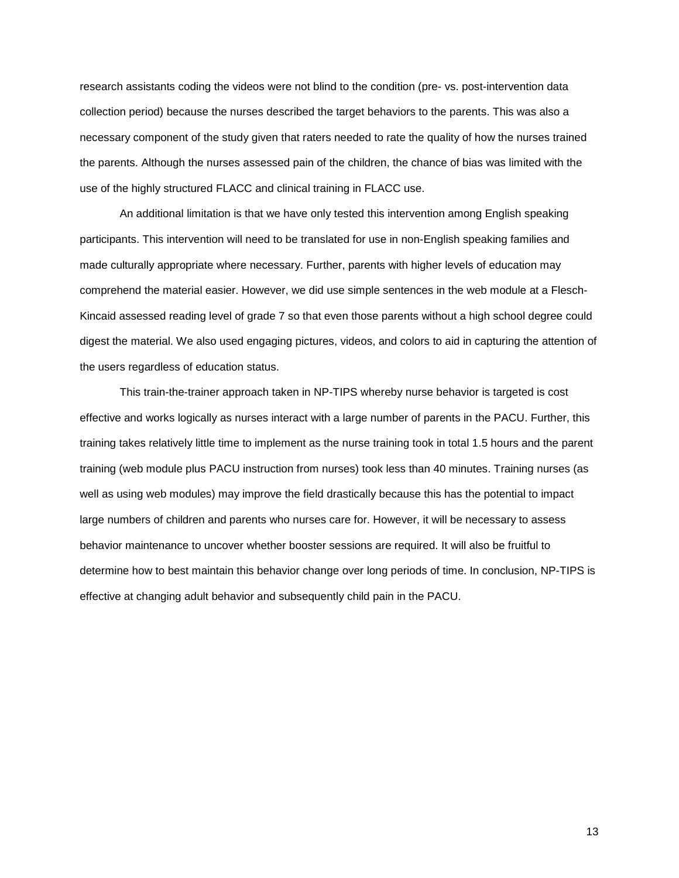research assistants coding the videos were not blind to the condition (pre- vs. post-intervention data collection period) because the nurses described the target behaviors to the parents. This was also a necessary component of the study given that raters needed to rate the quality of how the nurses trained the parents. Although the nurses assessed pain of the children, the chance of bias was limited with the use of the highly structured FLACC and clinical training in FLACC use.

An additional limitation is that we have only tested this intervention among English speaking participants. This intervention will need to be translated for use in non-English speaking families and made culturally appropriate where necessary. Further, parents with higher levels of education may comprehend the material easier. However, we did use simple sentences in the web module at a Flesch-Kincaid assessed reading level of grade 7 so that even those parents without a high school degree could digest the material. We also used engaging pictures, videos, and colors to aid in capturing the attention of the users regardless of education status.

This train-the-trainer approach taken in NP-TIPS whereby nurse behavior is targeted is cost effective and works logically as nurses interact with a large number of parents in the PACU. Further, this training takes relatively little time to implement as the nurse training took in total 1.5 hours and the parent training (web module plus PACU instruction from nurses) took less than 40 minutes. Training nurses (as well as using web modules) may improve the field drastically because this has the potential to impact large numbers of children and parents who nurses care for. However, it will be necessary to assess behavior maintenance to uncover whether booster sessions are required. It will also be fruitful to determine how to best maintain this behavior change over long periods of time. In conclusion, NP-TIPS is effective at changing adult behavior and subsequently child pain in the PACU.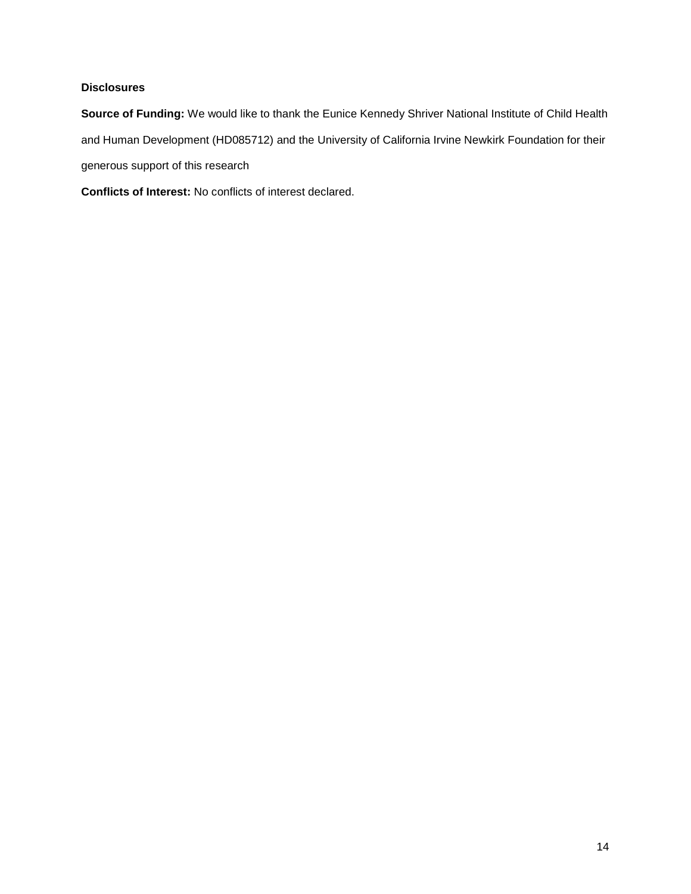### Disclosures

**Source of Funding:** We would like to thank the Eunice Kennedy Shriver National Institute of Child Health and Human Development (HD085712) and the University of California Irvine Newkirk Foundation for their generous support of this research

**Conflicts of Interest:** No conflicts of interest declared.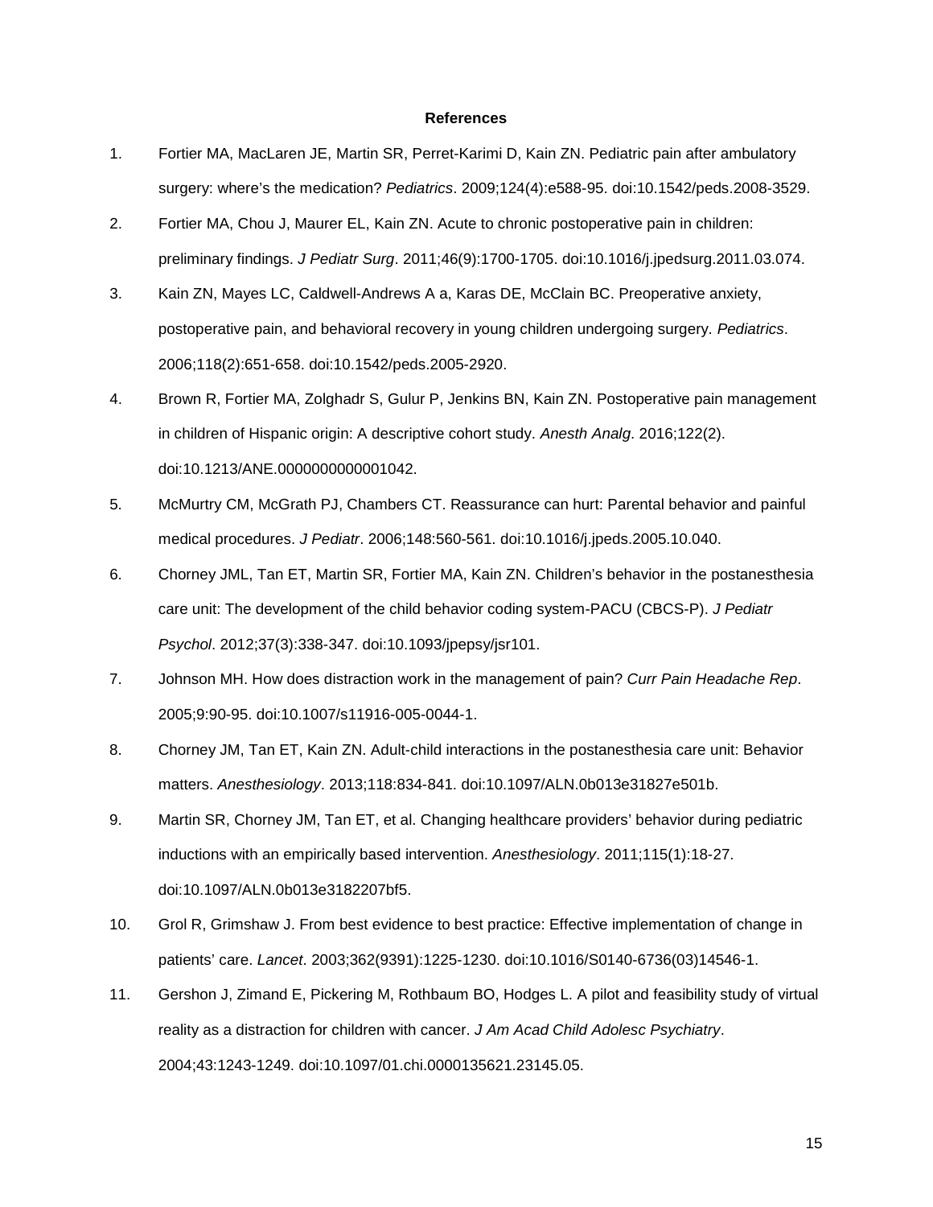## References

1. Fortier MA, MacLaren JE, Martin SR, Perret-Karimi D, Kain ZN. Pediatric pain after ambulatory surgery: where's the medication? *Pediatrics*. 2009;124(4):e588-95. doi:10.1542/peds.2008-3529.
2. Fortier MA, Chou J, Maurer EL, Kain ZN. Acute to chronic postoperative pain in children: preliminary findings. *J Pediatr Surg*. 2011;46(9):1700-1705. doi:10.1016/j.jpedsurg.2011.03.074.
3. Kain ZN, Mayes LC, Caldwell-Andrews A a, Karas DE, McClain BC. Preoperative anxiety, postoperative pain, and behavioral recovery in young children undergoing surgery. *Pediatrics*. 2006;118(2):651-658. doi:10.1542/peds.2005-2920.
4. Brown R, Fortier MA, Zolghadr S, Gulur P, Jenkins BN, Kain ZN. Postoperative pain management in children of Hispanic origin: A descriptive cohort study. *Anesth Analg*. 2016;122(2). doi:10.1213/ANE.0000000000001042.
5. McMurtry CM, McGrath PJ, Chambers CT. Reassurance can hurt: Parental behavior and painful medical procedures. *J Pediatr*. 2006;148:560-561. doi:10.1016/j.jpeds.2005.10.040.
6. Chorney JML, Tan ET, Martin SR, Fortier MA, Kain ZN. Children's behavior in the postanesthesia care unit: The development of the child behavior coding system-PACU (CBCS-P). *J Pediatr Psychol*. 2012;37(3):338-347. doi:10.1093/jpepsy/jsr101.
7. Johnson MH. How does distraction work in the management of pain? *Curr Pain Headache Rep*. 2005;9:90-95. doi:10.1007/s11916-005-0044-1.
8. Chorney JM, Tan ET, Kain ZN. Adult-child interactions in the postanesthesia care unit: Behavior matters. *Anesthesiology*. 2013;118:834-841. doi:10.1097/ALN.0b013e31827e501b.
9. Martin SR, Chorney JM, Tan ET, et al. Changing healthcare providers' behavior during pediatric inductions with an empirically based intervention. *Anesthesiology*. 2011;115(1):18-27. doi:10.1097/ALN.0b013e3182207bf5.
10. Grol R, Grimshaw J. From best evidence to best practice: Effective implementation of change in patients' care. *Lancet*. 2003;362(9391):1225-1230. doi:10.1016/S0140-6736(03)14546-1.
11. Gershon J, Zimand E, Pickering M, Rothbaum BO, Hodges L. A pilot and feasibility study of virtual reality as a distraction for children with cancer. *J Am Acad Child Adolesc Psychiatry*. 2004;43:1243-1249. doi:10.1097/01.chi.0000135621.23145.05.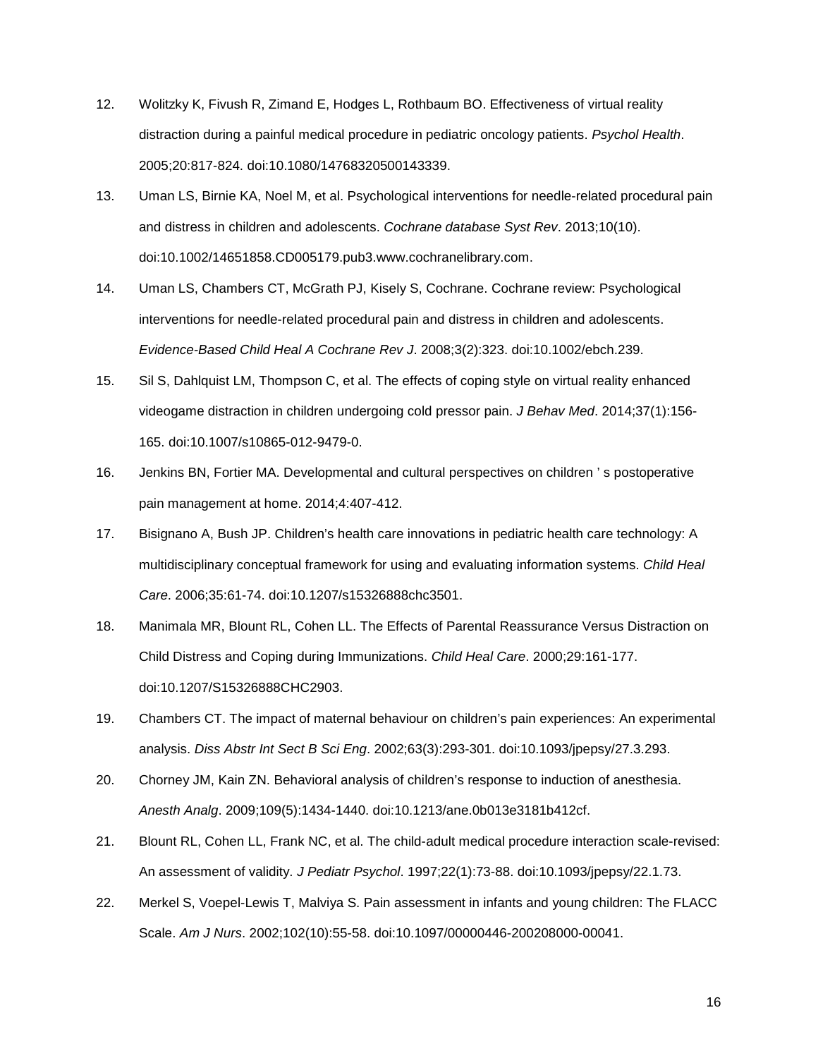12. Wolitzky K, Fivush R, Zimand E, Hodges L, Rothbaum BO. Effectiveness of virtual reality distraction during a painful medical procedure in pediatric oncology patients. *Psychol Health*. 2005;20:817-824. doi:10.1080/14768320500143339.

13. Uman LS, Birnie KA, Noel M, et al. Psychological interventions for needle-related procedural pain and distress in children and adolescents. *Cochrane database Syst Rev*. 2013;10(10). doi:10.1002/14651858.CD005179.pub3.www.cochranelibrary.com.

14. Uman LS, Chambers CT, McGrath PJ, Kisely S, Cochrane. Cochrane review: Psychological interventions for needle-related procedural pain and distress in children and adolescents. *Evidence-Based Child Heal A Cochrane Rev J*. 2008;3(2):323. doi:10.1002/ebch.239.

15. Sil S, Dahlquist LM, Thompson C, et al. The effects of coping style on virtual reality enhanced videogame distraction in children undergoing cold pressor pain. *J Behav Med*. 2014;37(1):156-165. doi:10.1007/s10865-012-9479-0.

16. Jenkins BN, Fortier MA. Developmental and cultural perspectives on children ' s postoperative pain management at home. 2014;4:407-412.

17. Bisignano A, Bush JP. Children's health care innovations in pediatric health care technology: A multidisciplinary conceptual framework for using and evaluating information systems. *Child Heal Care*. 2006;35:61-74. doi:10.1207/s15326888chc3501.

18. Manimala MR, Blount RL, Cohen LL. The Effects of Parental Reassurance Versus Distraction on Child Distress and Coping during Immunizations. *Child Heal Care*. 2000;29:161-177. doi:10.1207/S15326888CHC2903.

19. Chambers CT. The impact of maternal behaviour on children's pain experiences: An experimental analysis. *Diss Abstr Int Sect B Sci Eng*. 2002;63(3):293-301. doi:10.1093/jpepsy/27.3.293.

20. Chorney JM, Kain ZN. Behavioral analysis of children's response to induction of anesthesia. *Anesth Analg*. 2009;109(5):1434-1440. doi:10.1213/ane.0b013e3181b412cf.

21. Blount RL, Cohen LL, Frank NC, et al. The child-adult medical procedure interaction scale-revised: An assessment of validity. *J Pediatr Psychol*. 1997;22(1):73-88. doi:10.1093/jpepsy/22.1.73.

22. Merkel S, Voepel-Lewis T, Malviya S. Pain assessment in infants and young children: The FLACC Scale. *Am J Nurs*. 2002;102(10):55-58. doi:10.1097/00000446-200208000-00041.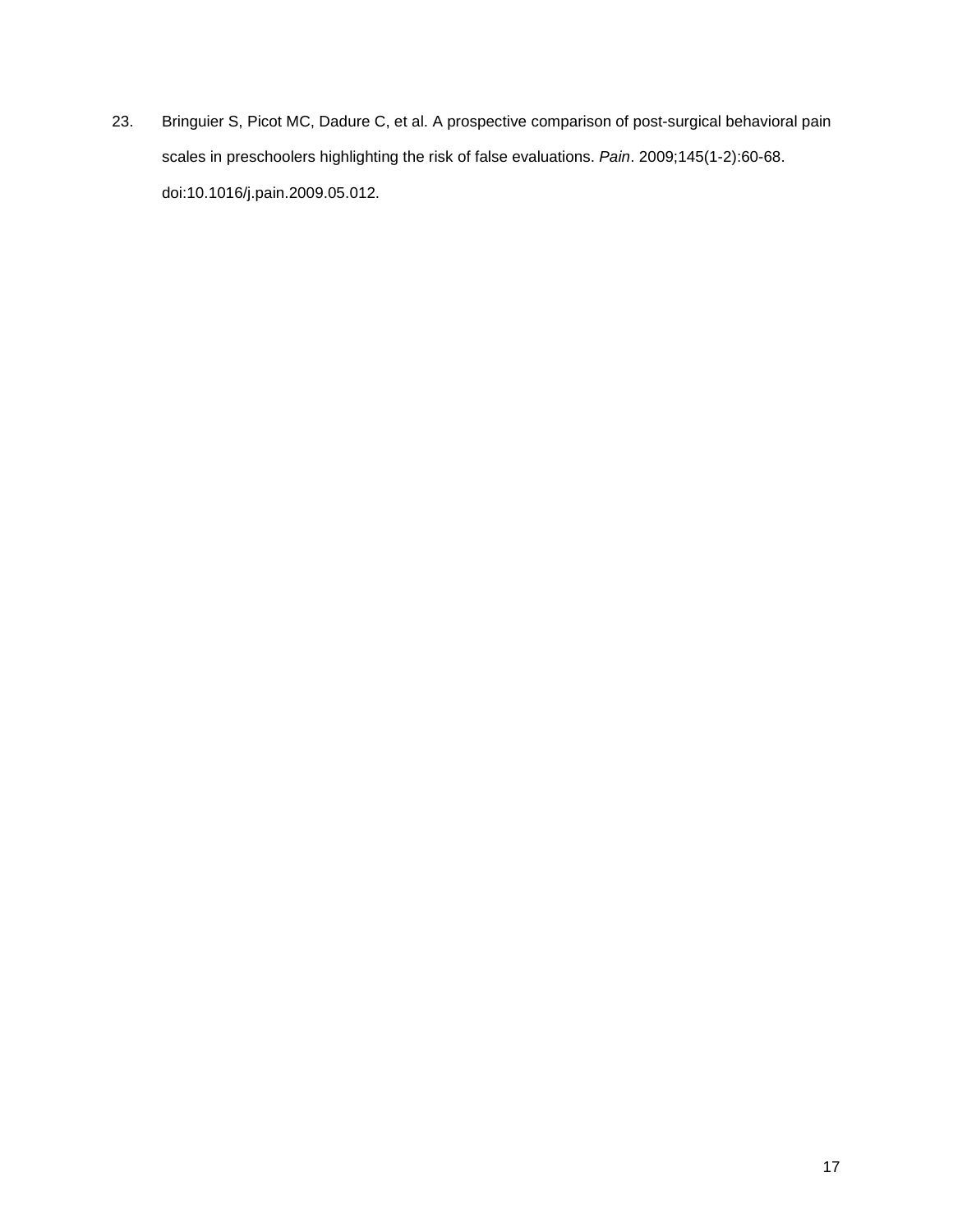23. Bringuier S, Picot MC, Dadure C, et al. A prospective comparison of post-surgical behavioral pain scales in preschoolers highlighting the risk of false evaluations. *Pain*. 2009;145(1-2):60-68. doi:10.1016/j.pain.2009.05.012.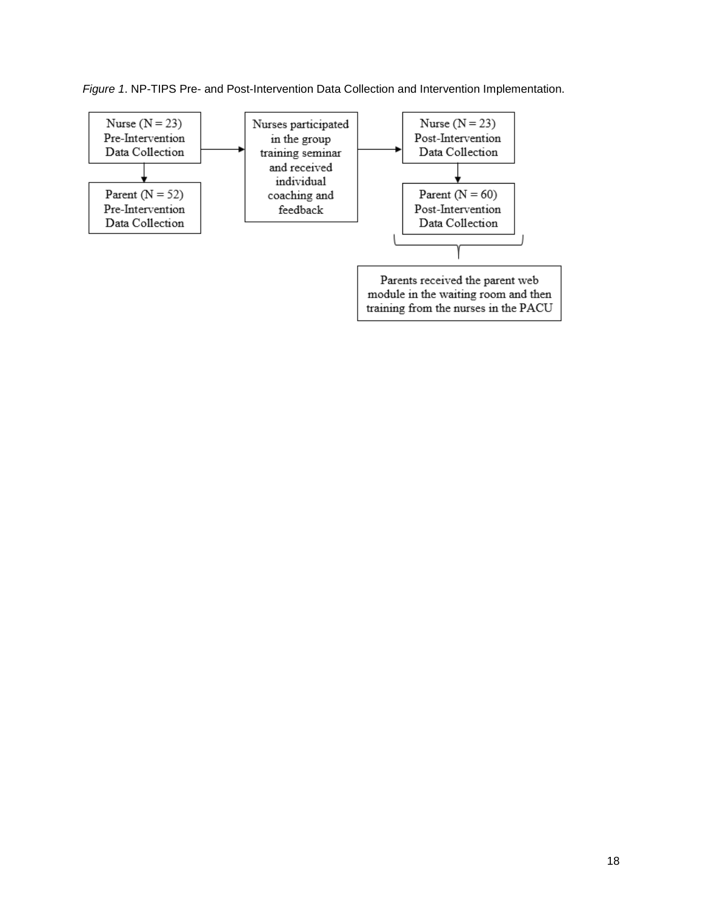*Figure 1*. NP-TIPS Pre- and Post-Intervention Data Collection and Intervention Implementation.

Nurse (N = 23) Pre-Intervention Data Collection

Parent (N = 52) Pre-Intervention Data Collection

Nurses participated in the group training seminar and received individual coaching and feedback

Nurse (N = 23) Post-Intervention Data Collection

Parent (N = 60) Post-Intervention Data Collection

Parents received the parent web module in the waiting room and then training from the nurses in the PACU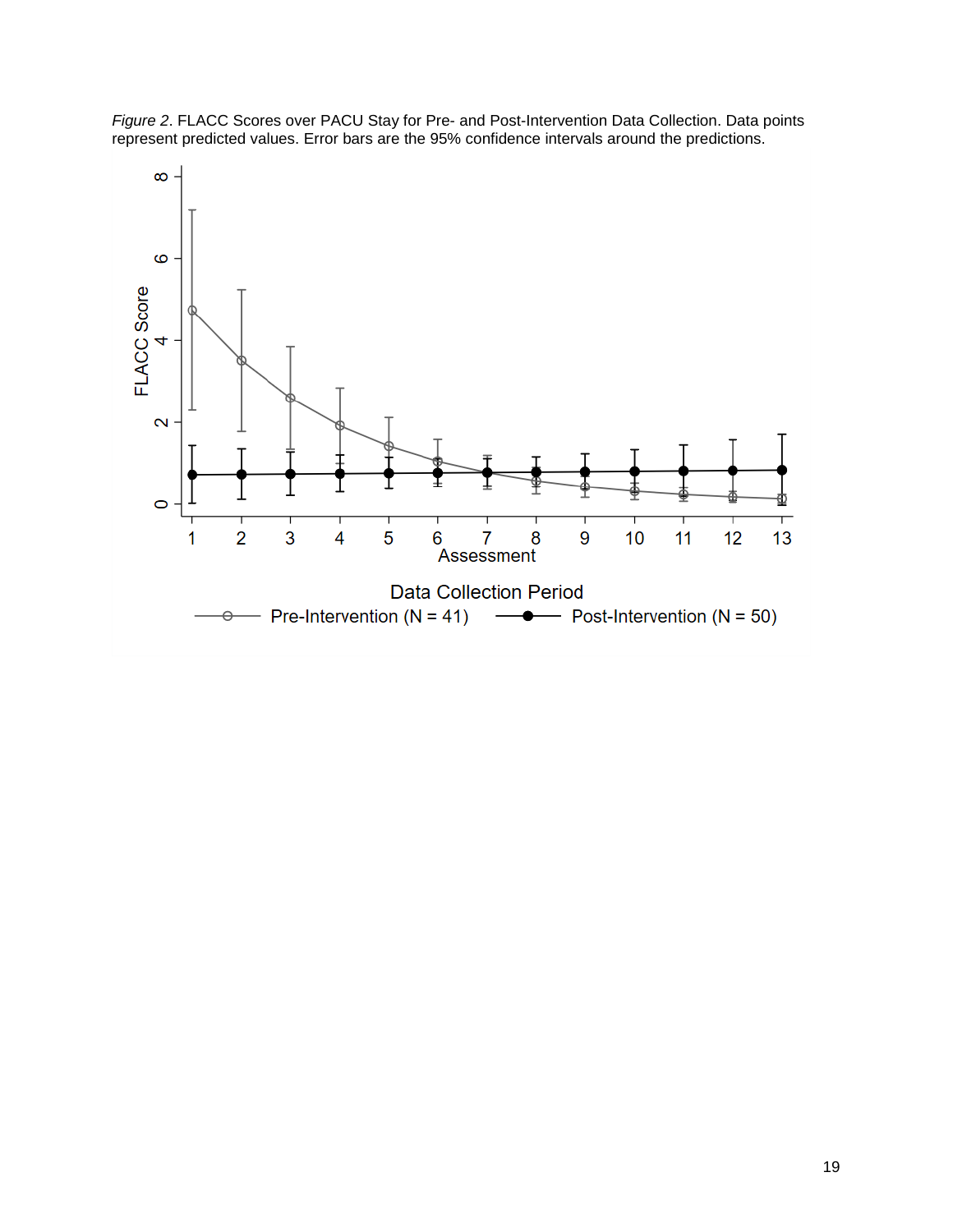*Figure 2*. FLACC Scores over PACU Stay for Pre- and Post-Intervention Data Collection. Data points represent predicted values. Error bars are the 95% confidence intervals around the predictions.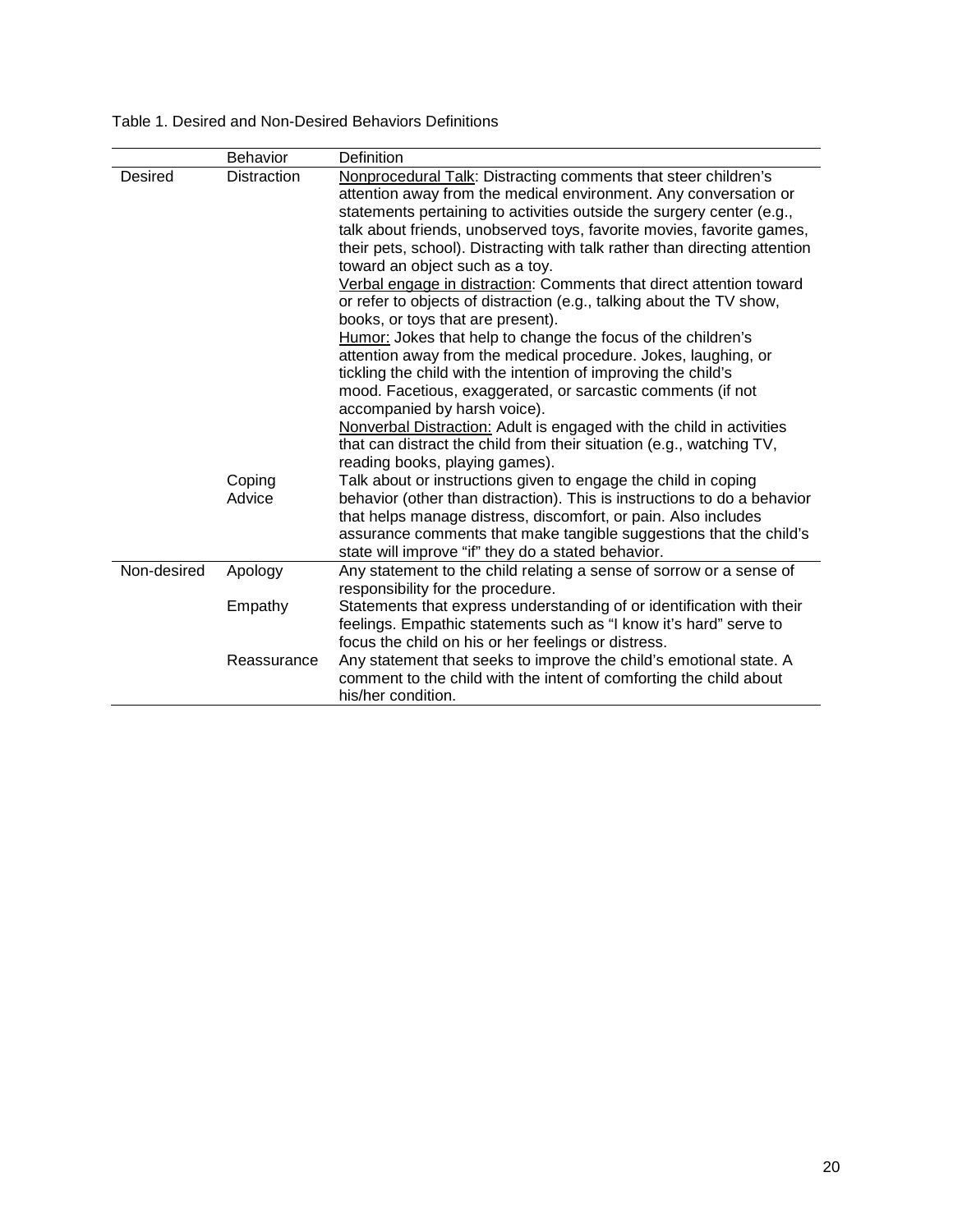Table 1. Desired and Non-Desired Behaviors Definitions

| | Behavior | Definition |
|---|---|---|
| Desired | Distraction | Nonprocedural Talk: Distracting comments that steer children's attention away from the medical environment. Any conversation or statements pertaining to activities outside the surgery center (e.g., talk about friends, unobserved toys, favorite movies, favorite games, their pets, school). Distracting with talk rather than directing attention toward an object such as a toy. Verbal engage in distraction: Comments that direct attention toward or refer to objects of distraction (e.g., talking about the TV show, books, or toys that are present). Humor: Jokes that help to change the focus of the children's attention away from the medical procedure. Jokes, laughing, or tickling the child with the intention of improving the child's mood. Facetious, exaggerated, or sarcastic comments (if not accompanied by harsh voice). Nonverbal Distraction: Adult is engaged with the child in activities that can distract the child from their situation (e.g., watching TV, reading books, playing games). |
| | Coping Advice | Talk about or instructions given to engage the child in coping behavior (other than distraction). This is instructions to do a behavior that helps manage distress, discomfort, or pain. Also includes assurance comments that make tangible suggestions that the child's state will improve "if" they do a stated behavior. |
| Non-desired | Apology | Any statement to the child relating a sense of sorrow or a sense of responsibility for the procedure. |
| | Empathy | Statements that express understanding of or identification with their feelings. Empathic statements such as "I know it's hard" serve to focus the child on his or her feelings or distress. |
| | Reassurance | Any statement that seeks to improve the child's emotional state. A comment to the child with the intent of comforting the child about his/her condition. |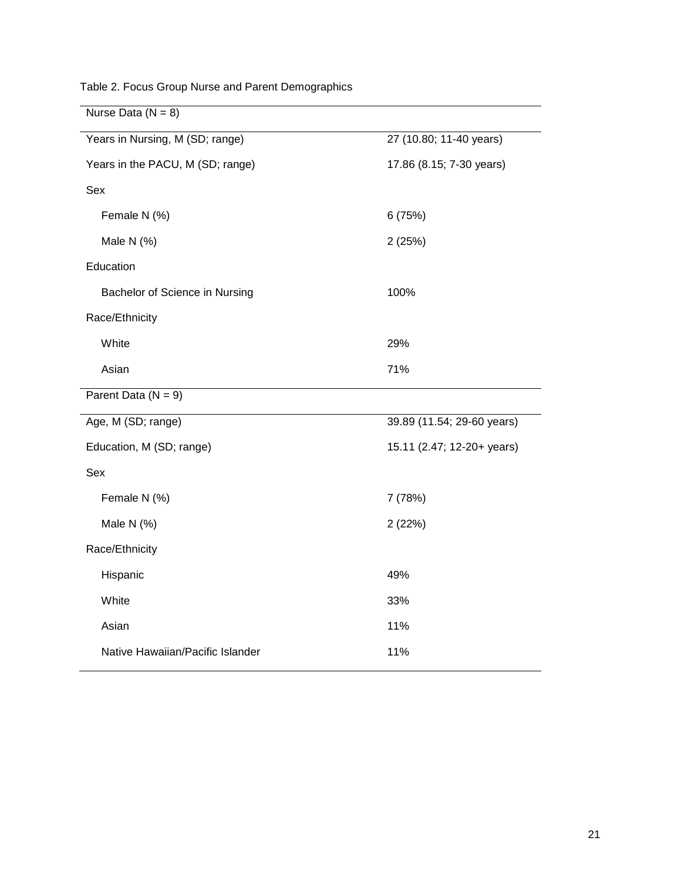Table 2. Focus Group Nurse and Parent Demographics

| Nurse Data (N = 8) | |
|---|---|
| Years in Nursing, M (SD; range) | 27 (10.80; 11-40 years) |
| Years in the PACU, M (SD; range) | 17.86 (8.15; 7-30 years) |
| Sex | |
| Female N (%) | 6 (75%) |
| Male N (%) | 2 (25%) |
| Education | |
| Bachelor of Science in Nursing | 100% |
| Race/Ethnicity | |
| White | 29% |
| Asian | 71% |
| **Parent Data (N = 9)** | |
| Age, M (SD; range) | 39.89 (11.54; 29-60 years) |
| Education, M (SD; range) | 15.11 (2.47; 12-20+ years) |
| Sex | |
| Female N (%) | 7 (78%) |
| Male N (%) | 2 (22%) |
| Race/Ethnicity | |
| Hispanic | 49% |
| White | 33% |
| Asian | 11% |
| Native Hawaiian/Pacific Islander | 11% |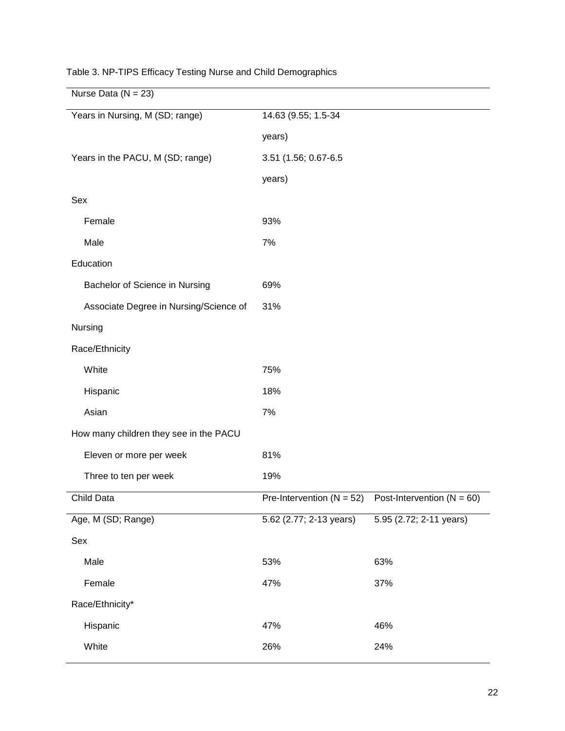Table 3. NP-TIPS Efficacy Testing Nurse and Child Demographics

| Nurse Data (N = 23) | | |
|---|---|---|
| Years in Nursing, M (SD; range) | 14.63 (9.55; 1.5-34 years) | |
| Years in the PACU, M (SD; range) | 3.51 (1.56; 0.67-6.5 years) | |
| Sex | | |
| Female | 93% | |
| Male | 7% | |
| Education | | |
| Bachelor of Science in Nursing | 69% | |
| Associate Degree in Nursing/Science of Nursing | 31% | |
| Race/Ethnicity | | |
| White | 75% | |
| Hispanic | 18% | |
| Asian | 7% | |
| How many children they see in the PACU | | |
| Eleven or more per week | 81% | |
| Three to ten per week | 19% | |
| **Child Data** | **Pre-Intervention (N = 52)** | **Post-Intervention (N = 60)** |
| Age, M (SD; Range) | 5.62 (2.77; 2-13 years) | 5.95 (2.72; 2-11 years) |
| Sex | | |
| Male | 53% | 63% |
| Female | 47% | 37% |
| Race/Ethnicity* | | |
| Hispanic | 47% | 46% |
| White | 26% | 24% |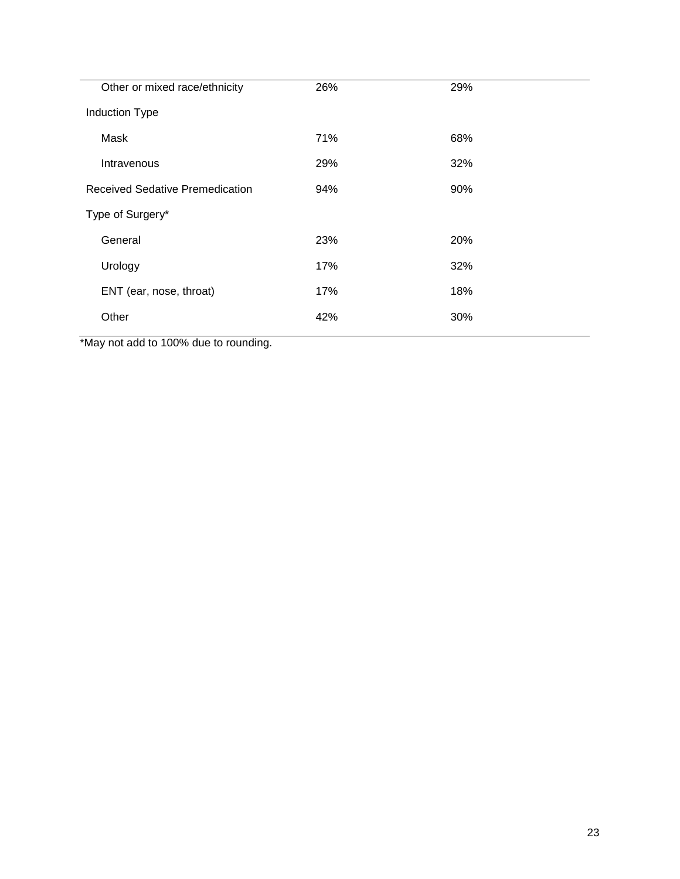| | | |
|---|---|---|
| Other or mixed race/ethnicity | 26% | 29% |
| Induction Type | | |
| Mask | 71% | 68% |
| Intravenous | 29% | 32% |
| Received Sedative Premedication | 94% | 90% |
| Type of Surgery* | | |
| General | 23% | 20% |
| Urology | 17% | 32% |
| ENT (ear, nose, throat) | 17% | 18% |
| Other | 42% | 30% |

*May not add to 100% due to rounding.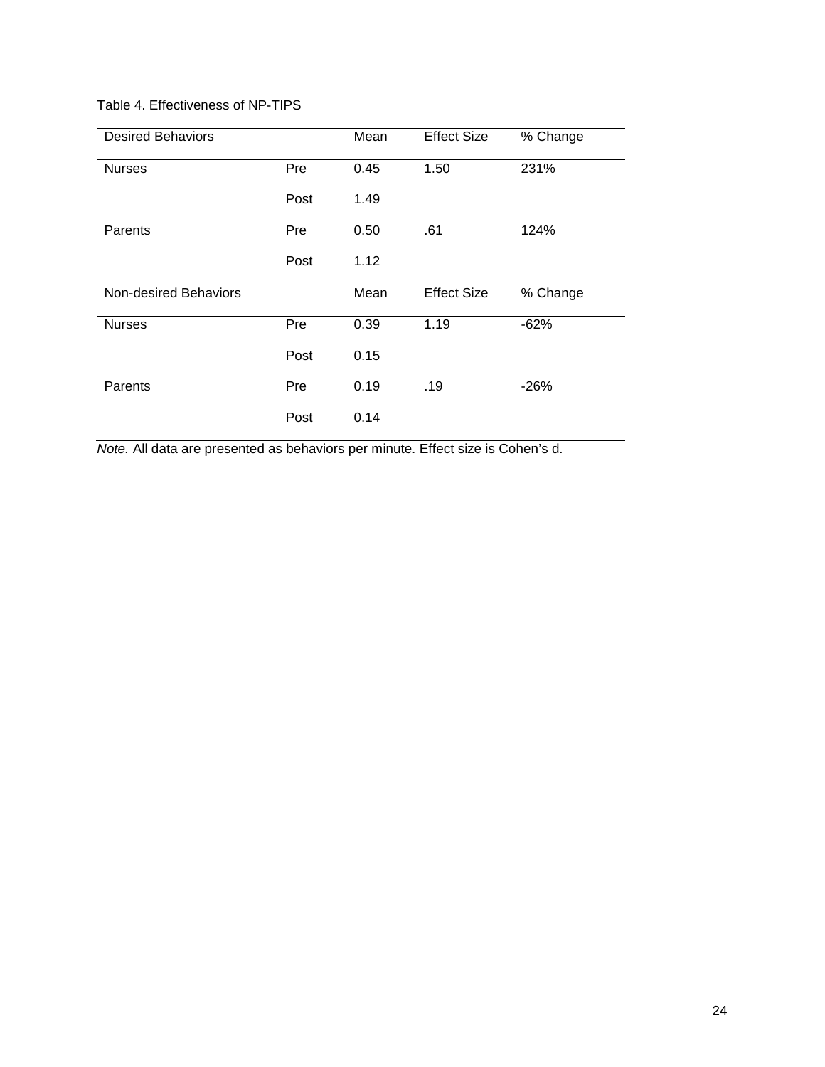Table 4. Effectiveness of NP-TIPS

| Desired Behaviors | | Mean | Effect Size | % Change |
|---|---|---|---|---|
| Nurses | Pre | 0.45 | 1.50 | 231% |
| | Post | 1.49 | | |
| Parents | Pre | 0.50 | .61 | 124% |
| | Post | 1.12 | | |
| **Non-desired Behaviors** | | **Mean** | **Effect Size** | **% Change** |
| Nurses | Pre | 0.39 | 1.19 | -62% |
| | Post | 0.15 | | |
| Parents | Pre | 0.19 | .19 | -26% |
| | Post | 0.14 | | |

*Note.* All data are presented as behaviors per minute. Effect size is Cohen's d.